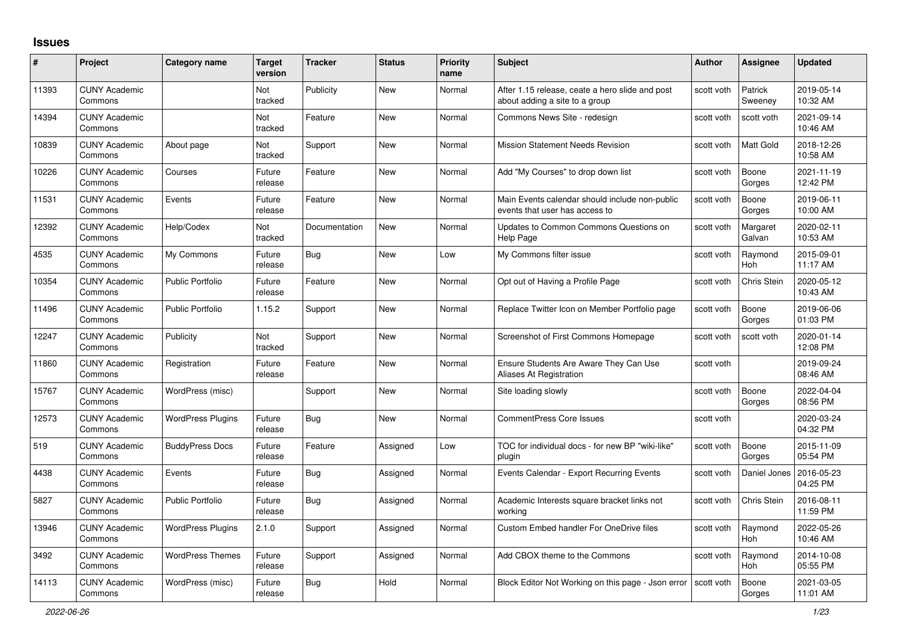# Issues

| # | Project | Category name | Target version | Tracker | Status | Priority name | Subject | Author | Assignee | Updated |
|---|---|---|---|---|---|---|---|---|---|---|
| 11393 | CUNY Academic Commons | | Not tracked | Publicity | New | Normal | After 1.15 release, ceate a hero slide and post about adding a site to a group | scott voth | Patrick Sweeney | 2019-05-14 10:32 AM |
| 14394 | CUNY Academic Commons | | Not tracked | Feature | New | Normal | Commons News Site - redesign | scott voth | scott voth | 2021-09-14 10:46 AM |
| 10839 | CUNY Academic Commons | About page | Not tracked | Support | New | Normal | Mission Statement Needs Revision | scott voth | Matt Gold | 2018-12-26 10:58 AM |
| 10226 | CUNY Academic Commons | Courses | Future release | Feature | New | Normal | Add "My Courses" to drop down list | scott voth | Boone Gorges | 2021-11-19 12:42 PM |
| 11531 | CUNY Academic Commons | Events | Future release | Feature | New | Normal | Main Events calendar should include non-public events that user has access to | scott voth | Boone Gorges | 2019-06-11 10:00 AM |
| 12392 | CUNY Academic Commons | Help/Codex | Not tracked | Documentation | New | Normal | Updates to Common Commons Questions on Help Page | scott voth | Margaret Galvan | 2020-02-11 10:53 AM |
| 4535 | CUNY Academic Commons | My Commons | Future release | Bug | New | Low | My Commons filter issue | scott voth | Raymond Hoh | 2015-09-01 11:17 AM |
| 10354 | CUNY Academic Commons | Public Portfolio | Future release | Feature | New | Normal | Opt out of Having a Profile Page | scott voth | Chris Stein | 2020-05-12 10:43 AM |
| 11496 | CUNY Academic Commons | Public Portfolio | 1.15.2 | Support | New | Normal | Replace Twitter Icon on Member Portfolio page | scott voth | Boone Gorges | 2019-06-06 01:03 PM |
| 12247 | CUNY Academic Commons | Publicity | Not tracked | Support | New | Normal | Screenshot of First Commons Homepage | scott voth | scott voth | 2020-01-14 12:08 PM |
| 11860 | CUNY Academic Commons | Registration | Future release | Feature | New | Normal | Ensure Students Are Aware They Can Use Aliases At Registration | scott voth | | 2019-09-24 08:46 AM |
| 15767 | CUNY Academic Commons | WordPress (misc) | | Support | New | Normal | Site loading slowly | scott voth | Boone Gorges | 2022-04-04 08:56 PM |
| 12573 | CUNY Academic Commons | WordPress Plugins | Future release | Bug | New | Normal | CommentPress Core Issues | scott voth | | 2020-03-24 04:32 PM |
| 519 | CUNY Academic Commons | BuddyPress Docs | Future release | Feature | Assigned | Low | TOC for individual docs - for new BP "wiki-like" plugin | scott voth | Boone Gorges | 2015-11-09 05:54 PM |
| 4438 | CUNY Academic Commons | Events | Future release | Bug | Assigned | Normal | Events Calendar - Export Recurring Events | scott voth | Daniel Jones | 2016-05-23 04:25 PM |
| 5827 | CUNY Academic Commons | Public Portfolio | Future release | Bug | Assigned | Normal | Academic Interests square bracket links not working | scott voth | Chris Stein | 2016-08-11 11:59 PM |
| 13946 | CUNY Academic Commons | WordPress Plugins | 2.1.0 | Support | Assigned | Normal | Custom Embed handler For OneDrive files | scott voth | Raymond Hoh | 2022-05-26 10:46 AM |
| 3492 | CUNY Academic Commons | WordPress Themes | Future release | Support | Assigned | Normal | Add CBOX theme to the Commons | scott voth | Raymond Hoh | 2014-10-08 05:55 PM |
| 14113 | CUNY Academic Commons | WordPress (misc) | Future release | Bug | Hold | Normal | Block Editor Not Working on this page - Json error | scott voth | Boone Gorges | 2021-03-05 11:01 AM |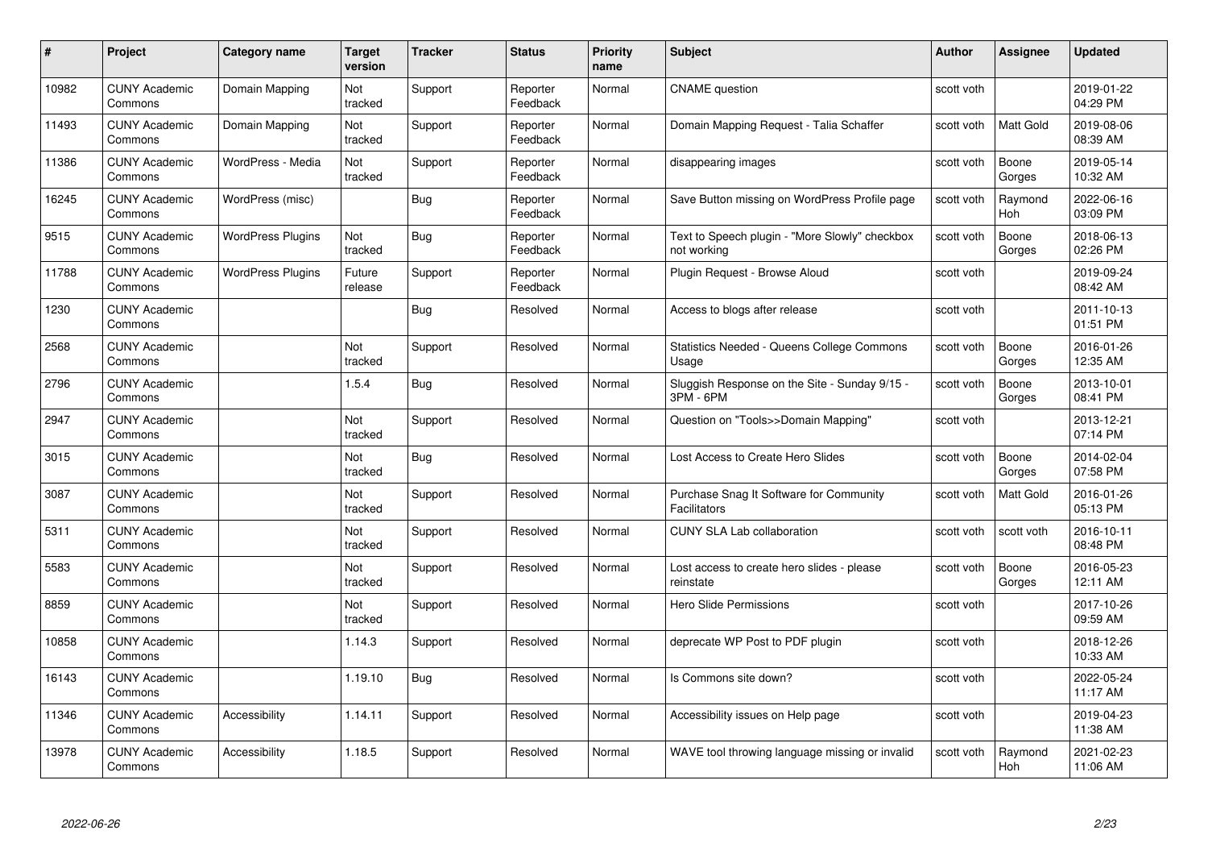| # | Project | Category name | Target version | Tracker | Status | Priority name | Subject | Author | Assignee | Updated |
|---|---|---|---|---|---|---|---|---|---|---|
| 10982 | CUNY Academic Commons | Domain Mapping | Not tracked | Support | Reporter Feedback | Normal | CNAME question | scott voth | | 2019-01-22 04:29 PM |
| 11493 | CUNY Academic Commons | Domain Mapping | Not tracked | Support | Reporter Feedback | Normal | Domain Mapping Request - Talia Schaffer | scott voth | Matt Gold | 2019-08-06 08:39 AM |
| 11386 | CUNY Academic Commons | WordPress - Media | Not tracked | Support | Reporter Feedback | Normal | disappearing images | scott voth | Boone Gorges | 2019-05-14 10:32 AM |
| 16245 | CUNY Academic Commons | WordPress (misc) | | Bug | Reporter Feedback | Normal | Save Button missing on WordPress Profile page | scott voth | Raymond Hoh | 2022-06-16 03:09 PM |
| 9515 | CUNY Academic Commons | WordPress Plugins | Not tracked | Bug | Reporter Feedback | Normal | Text to Speech plugin - "More Slowly" checkbox not working | scott voth | Boone Gorges | 2018-06-13 02:26 PM |
| 11788 | CUNY Academic Commons | WordPress Plugins | Future release | Support | Reporter Feedback | Normal | Plugin Request - Browse Aloud | scott voth | | 2019-09-24 08:42 AM |
| 1230 | CUNY Academic Commons | | | Bug | Resolved | Normal | Access to blogs after release | scott voth | | 2011-10-13 01:51 PM |
| 2568 | CUNY Academic Commons | | Not tracked | Support | Resolved | Normal | Statistics Needed - Queens College Commons Usage | scott voth | Boone Gorges | 2016-01-26 12:35 AM |
| 2796 | CUNY Academic Commons | | 1.5.4 | Bug | Resolved | Normal | Sluggish Response on the Site - Sunday 9/15 - 3PM - 6PM | scott voth | Boone Gorges | 2013-10-01 08:41 PM |
| 2947 | CUNY Academic Commons | | Not tracked | Support | Resolved | Normal | Question on "Tools>>Domain Mapping" | scott voth | | 2013-12-21 07:14 PM |
| 3015 | CUNY Academic Commons | | Not tracked | Bug | Resolved | Normal | Lost Access to Create Hero Slides | scott voth | Boone Gorges | 2014-02-04 07:58 PM |
| 3087 | CUNY Academic Commons | | Not tracked | Support | Resolved | Normal | Purchase Snag It Software for Community Facilitators | scott voth | Matt Gold | 2016-01-26 05:13 PM |
| 5311 | CUNY Academic Commons | | Not tracked | Support | Resolved | Normal | CUNY SLA Lab collaboration | scott voth | scott voth | 2016-10-11 08:48 PM |
| 5583 | CUNY Academic Commons | | Not tracked | Support | Resolved | Normal | Lost access to create hero slides - please reinstate | scott voth | Boone Gorges | 2016-05-23 12:11 AM |
| 8859 | CUNY Academic Commons | | Not tracked | Support | Resolved | Normal | Hero Slide Permissions | scott voth | | 2017-10-26 09:59 AM |
| 10858 | CUNY Academic Commons | | 1.14.3 | Support | Resolved | Normal | deprecate WP Post to PDF plugin | scott voth | | 2018-12-26 10:33 AM |
| 16143 | CUNY Academic Commons | | 1.19.10 | Bug | Resolved | Normal | Is Commons site down? | scott voth | | 2022-05-24 11:17 AM |
| 11346 | CUNY Academic Commons | Accessibility | 1.14.11 | Support | Resolved | Normal | Accessibility issues on Help page | scott voth | | 2019-04-23 11:38 AM |
| 13978 | CUNY Academic Commons | Accessibility | 1.18.5 | Support | Resolved | Normal | WAVE tool throwing language missing or invalid | scott voth | Raymond Hoh | 2021-02-23 11:06 AM |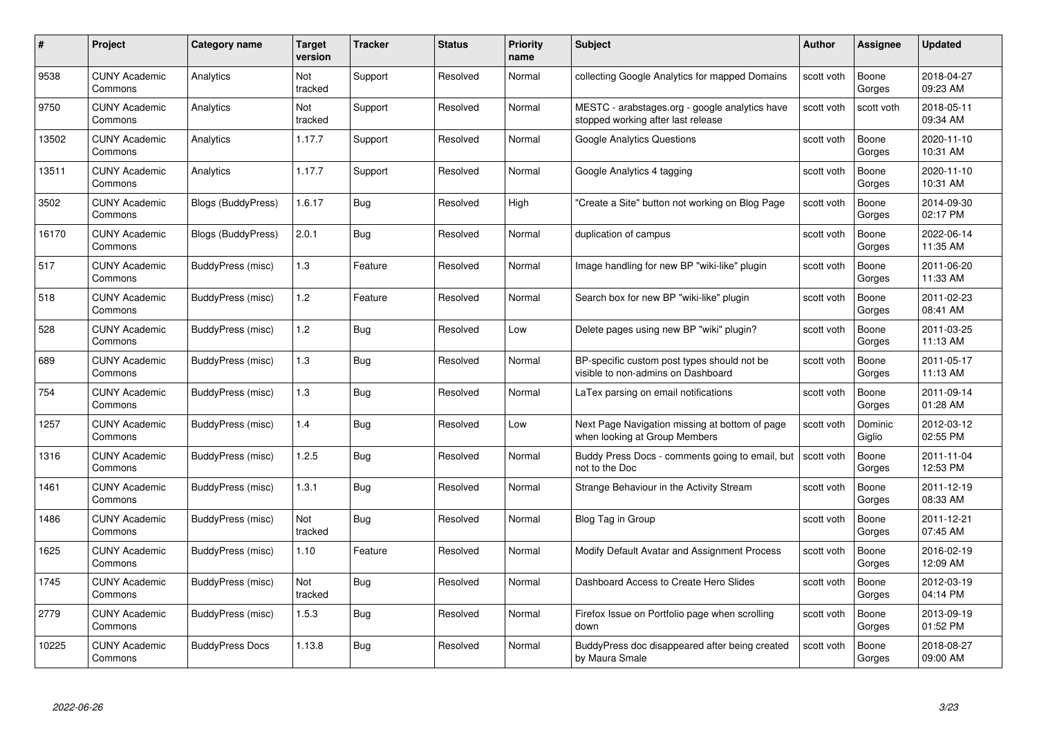| # | Project | Category name | Target version | Tracker | Status | Priority name | Subject | Author | Assignee | Updated |
|---|---|---|---|---|---|---|---|---|---|---|
| 9538 | CUNY Academic Commons | Analytics | Not tracked | Support | Resolved | Normal | collecting Google Analytics for mapped Domains | scott voth | Boone Gorges | 2018-04-27 09:23 AM |
| 9750 | CUNY Academic Commons | Analytics | Not tracked | Support | Resolved | Normal | MESTC - arabstages.org - google analytics have stopped working after last release | scott voth | scott voth | 2018-05-11 09:34 AM |
| 13502 | CUNY Academic Commons | Analytics | 1.17.7 | Support | Resolved | Normal | Google Analytics Questions | scott voth | Boone Gorges | 2020-11-10 10:31 AM |
| 13511 | CUNY Academic Commons | Analytics | 1.17.7 | Support | Resolved | Normal | Google Analytics 4 tagging | scott voth | Boone Gorges | 2020-11-10 10:31 AM |
| 3502 | CUNY Academic Commons | Blogs (BuddyPress) | 1.6.17 | Bug | Resolved | High | "Create a Site" button not working on Blog Page | scott voth | Boone Gorges | 2014-09-30 02:17 PM |
| 16170 | CUNY Academic Commons | Blogs (BuddyPress) | 2.0.1 | Bug | Resolved | Normal | duplication of campus | scott voth | Boone Gorges | 2022-06-14 11:35 AM |
| 517 | CUNY Academic Commons | BuddyPress (misc) | 1.3 | Feature | Resolved | Normal | Image handling for new BP "wiki-like" plugin | scott voth | Boone Gorges | 2011-06-20 11:33 AM |
| 518 | CUNY Academic Commons | BuddyPress (misc) | 1.2 | Feature | Resolved | Normal | Search box for new BP "wiki-like" plugin | scott voth | Boone Gorges | 2011-02-23 08:41 AM |
| 528 | CUNY Academic Commons | BuddyPress (misc) | 1.2 | Bug | Resolved | Low | Delete pages using new BP "wiki" plugin? | scott voth | Boone Gorges | 2011-03-25 11:13 AM |
| 689 | CUNY Academic Commons | BuddyPress (misc) | 1.3 | Bug | Resolved | Normal | BP-specific custom post types should not be visible to non-admins on Dashboard | scott voth | Boone Gorges | 2011-05-17 11:13 AM |
| 754 | CUNY Academic Commons | BuddyPress (misc) | 1.3 | Bug | Resolved | Normal | LaTex parsing on email notifications | scott voth | Boone Gorges | 2011-09-14 01:28 AM |
| 1257 | CUNY Academic Commons | BuddyPress (misc) | 1.4 | Bug | Resolved | Low | Next Page Navigation missing at bottom of page when looking at Group Members | scott voth | Dominic Giglio | 2012-03-12 02:55 PM |
| 1316 | CUNY Academic Commons | BuddyPress (misc) | 1.2.5 | Bug | Resolved | Normal | Buddy Press Docs - comments going to email, but not to the Doc | scott voth | Boone Gorges | 2011-11-04 12:53 PM |
| 1461 | CUNY Academic Commons | BuddyPress (misc) | 1.3.1 | Bug | Resolved | Normal | Strange Behaviour in the Activity Stream | scott voth | Boone Gorges | 2011-12-19 08:33 AM |
| 1486 | CUNY Academic Commons | BuddyPress (misc) | Not tracked | Bug | Resolved | Normal | Blog Tag in Group | scott voth | Boone Gorges | 2011-12-21 07:45 AM |
| 1625 | CUNY Academic Commons | BuddyPress (misc) | 1.10 | Feature | Resolved | Normal | Modify Default Avatar and Assignment Process | scott voth | Boone Gorges | 2016-02-19 12:09 AM |
| 1745 | CUNY Academic Commons | BuddyPress (misc) | Not tracked | Bug | Resolved | Normal | Dashboard Access to Create Hero Slides | scott voth | Boone Gorges | 2012-03-19 04:14 PM |
| 2779 | CUNY Academic Commons | BuddyPress (misc) | 1.5.3 | Bug | Resolved | Normal | Firefox Issue on Portfolio page when scrolling down | scott voth | Boone Gorges | 2013-09-19 01:52 PM |
| 10225 | CUNY Academic Commons | BuddyPress Docs | 1.13.8 | Bug | Resolved | Normal | BuddyPress doc disappeared after being created by Maura Smale | scott voth | Boone Gorges | 2018-08-27 09:00 AM |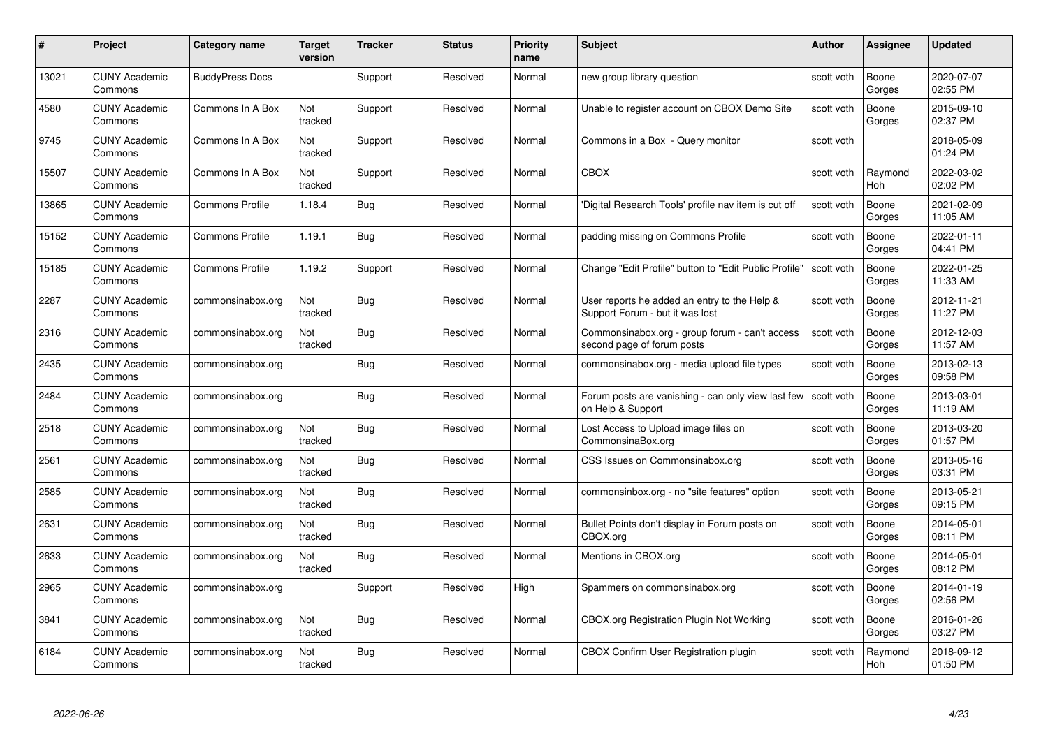| # | Project | Category name | Target version | Tracker | Status | Priority name | Subject | Author | Assignee | Updated |
|---|---|---|---|---|---|---|---|---|---|---|
| 13021 | CUNY Academic Commons | BuddyPress Docs | | Support | Resolved | Normal | new group library question | scott voth | Boone Gorges | 2020-07-07 02:55 PM |
| 4580 | CUNY Academic Commons | Commons In A Box | Not tracked | Support | Resolved | Normal | Unable to register account on CBOX Demo Site | scott voth | Boone Gorges | 2015-09-10 02:37 PM |
| 9745 | CUNY Academic Commons | Commons In A Box | Not tracked | Support | Resolved | Normal | Commons in a Box - Query monitor | scott voth | | 2018-05-09 01:24 PM |
| 15507 | CUNY Academic Commons | Commons In A Box | Not tracked | Support | Resolved | Normal | CBOX | scott voth | Raymond Hoh | 2022-03-02 02:02 PM |
| 13865 | CUNY Academic Commons | Commons Profile | 1.18.4 | Bug | Resolved | Normal | 'Digital Research Tools' profile nav item is cut off | scott voth | Boone Gorges | 2021-02-09 11:05 AM |
| 15152 | CUNY Academic Commons | Commons Profile | 1.19.1 | Bug | Resolved | Normal | padding missing on Commons Profile | scott voth | Boone Gorges | 2022-01-11 04:41 PM |
| 15185 | CUNY Academic Commons | Commons Profile | 1.19.2 | Support | Resolved | Normal | Change "Edit Profile" button to "Edit Public Profile" | scott voth | Boone Gorges | 2022-01-25 11:33 AM |
| 2287 | CUNY Academic Commons | commonsinabox.org | Not tracked | Bug | Resolved | Normal | User reports he added an entry to the Help & Support Forum - but it was lost | scott voth | Boone Gorges | 2012-11-21 11:27 PM |
| 2316 | CUNY Academic Commons | commonsinabox.org | Not tracked | Bug | Resolved | Normal | Commonsinabox.org - group forum - can't access second page of forum posts | scott voth | Boone Gorges | 2012-12-03 11:57 AM |
| 2435 | CUNY Academic Commons | commonsinabox.org | | Bug | Resolved | Normal | commonsinabox.org - media upload file types | scott voth | Boone Gorges | 2013-02-13 09:58 PM |
| 2484 | CUNY Academic Commons | commonsinabox.org | | Bug | Resolved | Normal | Forum posts are vanishing - can only view last few on Help & Support | scott voth | Boone Gorges | 2013-03-01 11:19 AM |
| 2518 | CUNY Academic Commons | commonsinabox.org | Not tracked | Bug | Resolved | Normal | Lost Access to Upload image files on CommonsinaBox.org | scott voth | Boone Gorges | 2013-03-20 01:57 PM |
| 2561 | CUNY Academic Commons | commonsinabox.org | Not tracked | Bug | Resolved | Normal | CSS Issues on Commonsinabox.org | scott voth | Boone Gorges | 2013-05-16 03:31 PM |
| 2585 | CUNY Academic Commons | commonsinabox.org | Not tracked | Bug | Resolved | Normal | commonsinbox.org - no "site features" option | scott voth | Boone Gorges | 2013-05-21 09:15 PM |
| 2631 | CUNY Academic Commons | commonsinabox.org | Not tracked | Bug | Resolved | Normal | Bullet Points don't display in Forum posts on CBOX.org | scott voth | Boone Gorges | 2014-05-01 08:11 PM |
| 2633 | CUNY Academic Commons | commonsinabox.org | Not tracked | Bug | Resolved | Normal | Mentions in CBOX.org | scott voth | Boone Gorges | 2014-05-01 08:12 PM |
| 2965 | CUNY Academic Commons | commonsinabox.org | | Support | Resolved | High | Spammers on commonsinabox.org | scott voth | Boone Gorges | 2014-01-19 02:56 PM |
| 3841 | CUNY Academic Commons | commonsinabox.org | Not tracked | Bug | Resolved | Normal | CBOX.org Registration Plugin Not Working | scott voth | Boone Gorges | 2016-01-26 03:27 PM |
| 6184 | CUNY Academic Commons | commonsinabox.org | Not tracked | Bug | Resolved | Normal | CBOX Confirm User Registration plugin | scott voth | Raymond Hoh | 2018-09-12 01:50 PM |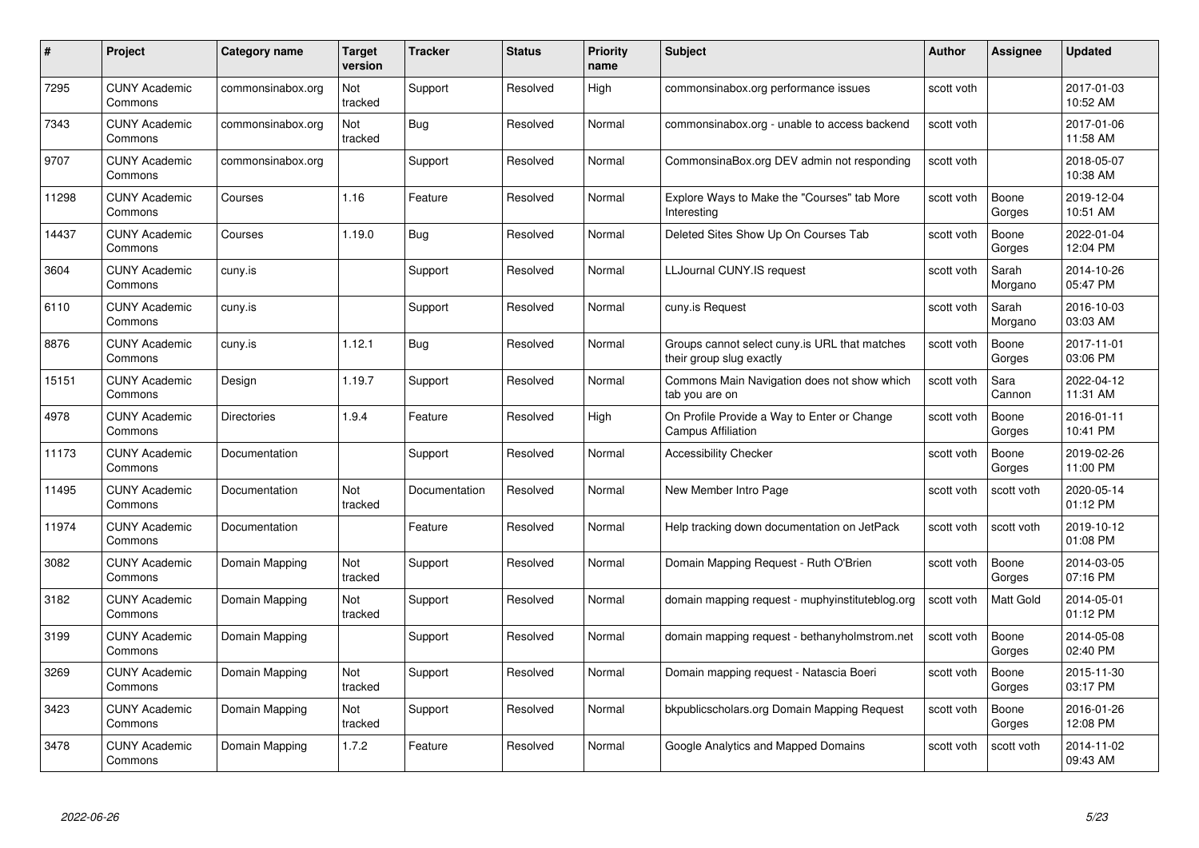| # | Project | Category name | Target version | Tracker | Status | Priority name | Subject | Author | Assignee | Updated |
|---|---|---|---|---|---|---|---|---|---|---|
| 7295 | CUNY Academic Commons | commonsinabox.org | Not tracked | Support | Resolved | High | commonsinabox.org performance issues | scott voth | | 2017-01-03 10:52 AM |
| 7343 | CUNY Academic Commons | commonsinabox.org | Not tracked | Bug | Resolved | Normal | commonsinabox.org - unable to access backend | scott voth | | 2017-01-06 11:58 AM |
| 9707 | CUNY Academic Commons | commonsinabox.org | | Support | Resolved | Normal | CommonsinaBox.org DEV admin not responding | scott voth | | 2018-05-07 10:38 AM |
| 11298 | CUNY Academic Commons | Courses | 1.16 | Feature | Resolved | Normal | Explore Ways to Make the "Courses" tab More Interesting | scott voth | Boone Gorges | 2019-12-04 10:51 AM |
| 14437 | CUNY Academic Commons | Courses | 1.19.0 | Bug | Resolved | Normal | Deleted Sites Show Up On Courses Tab | scott voth | Boone Gorges | 2022-01-04 12:04 PM |
| 3604 | CUNY Academic Commons | cuny.is | | Support | Resolved | Normal | LLJournal CUNY.IS request | scott voth | Sarah Morgano | 2014-10-26 05:47 PM |
| 6110 | CUNY Academic Commons | cuny.is | | Support | Resolved | Normal | cuny.is Request | scott voth | Sarah Morgano | 2016-10-03 03:03 AM |
| 8876 | CUNY Academic Commons | cuny.is | 1.12.1 | Bug | Resolved | Normal | Groups cannot select cuny.is URL that matches their group slug exactly | scott voth | Boone Gorges | 2017-11-01 03:06 PM |
| 15151 | CUNY Academic Commons | Design | 1.19.7 | Support | Resolved | Normal | Commons Main Navigation does not show which tab you are on | scott voth | Sara Cannon | 2022-04-12 11:31 AM |
| 4978 | CUNY Academic Commons | Directories | 1.9.4 | Feature | Resolved | High | On Profile Provide a Way to Enter or Change Campus Affiliation | scott voth | Boone Gorges | 2016-01-11 10:41 PM |
| 11173 | CUNY Academic Commons | Documentation | | Support | Resolved | Normal | Accessibility Checker | scott voth | Boone Gorges | 2019-02-26 11:00 PM |
| 11495 | CUNY Academic Commons | Documentation | Not tracked | Documentation | Resolved | Normal | New Member Intro Page | scott voth | scott voth | 2020-05-14 01:12 PM |
| 11974 | CUNY Academic Commons | Documentation | | Feature | Resolved | Normal | Help tracking down documentation on JetPack | scott voth | scott voth | 2019-10-12 01:08 PM |
| 3082 | CUNY Academic Commons | Domain Mapping | Not tracked | Support | Resolved | Normal | Domain Mapping Request - Ruth O'Brien | scott voth | Boone Gorges | 2014-03-05 07:16 PM |
| 3182 | CUNY Academic Commons | Domain Mapping | Not tracked | Support | Resolved | Normal | domain mapping request - muphyinstituteblog.org | scott voth | Matt Gold | 2014-05-01 01:12 PM |
| 3199 | CUNY Academic Commons | Domain Mapping | | Support | Resolved | Normal | domain mapping request - bethanyholmstrom.net | scott voth | Boone Gorges | 2014-05-08 02:40 PM |
| 3269 | CUNY Academic Commons | Domain Mapping | Not tracked | Support | Resolved | Normal | Domain mapping request - Natascia Boeri | scott voth | Boone Gorges | 2015-11-30 03:17 PM |
| 3423 | CUNY Academic Commons | Domain Mapping | Not tracked | Support | Resolved | Normal | bkpublicscholars.org Domain Mapping Request | scott voth | Boone Gorges | 2016-01-26 12:08 PM |
| 3478 | CUNY Academic Commons | Domain Mapping | 1.7.2 | Feature | Resolved | Normal | Google Analytics and Mapped Domains | scott voth | scott voth | 2014-11-02 09:43 AM |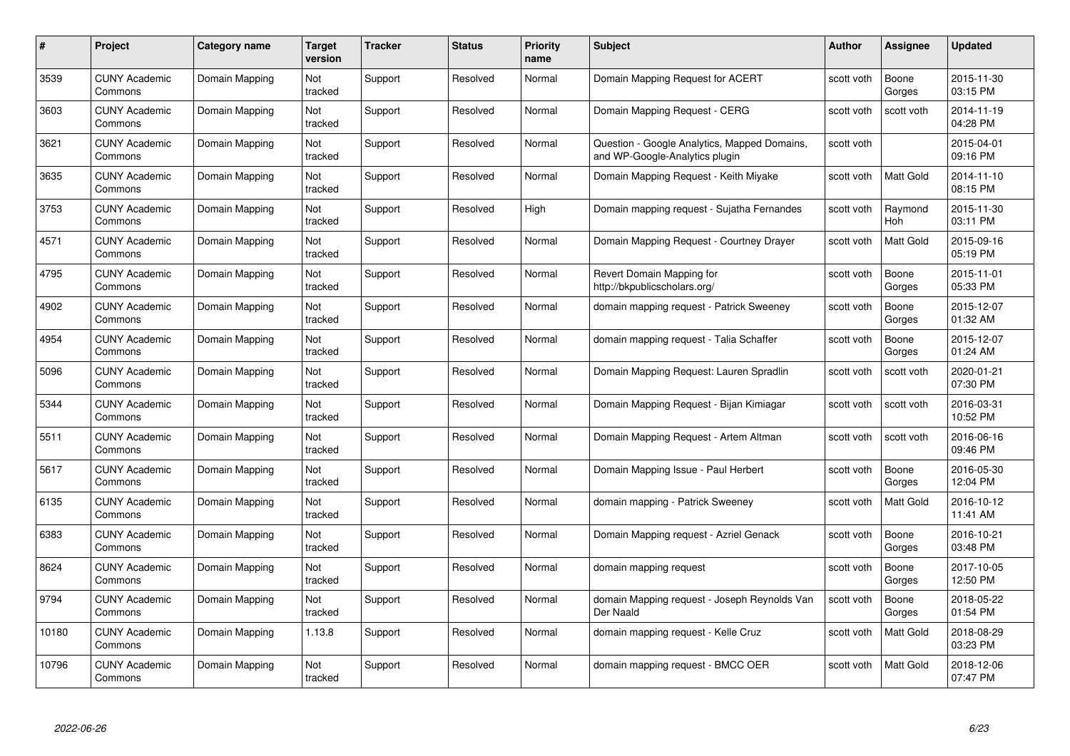| # | Project | Category name | Target version | Tracker | Status | Priority name | Subject | Author | Assignee | Updated |
|---|---|---|---|---|---|---|---|---|---|---|
| 3539 | CUNY Academic Commons | Domain Mapping | Not tracked | Support | Resolved | Normal | Domain Mapping Request for ACERT | scott voth | Boone Gorges | 2015-11-30 03:15 PM |
| 3603 | CUNY Academic Commons | Domain Mapping | Not tracked | Support | Resolved | Normal | Domain Mapping Request - CERG | scott voth | scott voth | 2014-11-19 04:28 PM |
| 3621 | CUNY Academic Commons | Domain Mapping | Not tracked | Support | Resolved | Normal | Question - Google Analytics, Mapped Domains, and WP-Google-Analytics plugin | scott voth | | 2015-04-01 09:16 PM |
| 3635 | CUNY Academic Commons | Domain Mapping | Not tracked | Support | Resolved | Normal | Domain Mapping Request - Keith Miyake | scott voth | Matt Gold | 2014-11-10 08:15 PM |
| 3753 | CUNY Academic Commons | Domain Mapping | Not tracked | Support | Resolved | High | Domain mapping request - Sujatha Fernandes | scott voth | Raymond Hoh | 2015-11-30 03:11 PM |
| 4571 | CUNY Academic Commons | Domain Mapping | Not tracked | Support | Resolved | Normal | Domain Mapping Request - Courtney Drayer | scott voth | Matt Gold | 2015-09-16 05:19 PM |
| 4795 | CUNY Academic Commons | Domain Mapping | Not tracked | Support | Resolved | Normal | Revert Domain Mapping for http://bkpublicscholars.org/ | scott voth | Boone Gorges | 2015-11-01 05:33 PM |
| 4902 | CUNY Academic Commons | Domain Mapping | Not tracked | Support | Resolved | Normal | domain mapping request - Patrick Sweeney | scott voth | Boone Gorges | 2015-12-07 01:32 AM |
| 4954 | CUNY Academic Commons | Domain Mapping | Not tracked | Support | Resolved | Normal | domain mapping request - Talia Schaffer | scott voth | Boone Gorges | 2015-12-07 01:24 AM |
| 5096 | CUNY Academic Commons | Domain Mapping | Not tracked | Support | Resolved | Normal | Domain Mapping Request: Lauren Spradlin | scott voth | scott voth | 2020-01-21 07:30 PM |
| 5344 | CUNY Academic Commons | Domain Mapping | Not tracked | Support | Resolved | Normal | Domain Mapping Request - Bijan Kimiagar | scott voth | scott voth | 2016-03-31 10:52 PM |
| 5511 | CUNY Academic Commons | Domain Mapping | Not tracked | Support | Resolved | Normal | Domain Mapping Request - Artem Altman | scott voth | scott voth | 2016-06-16 09:46 PM |
| 5617 | CUNY Academic Commons | Domain Mapping | Not tracked | Support | Resolved | Normal | Domain Mapping Issue - Paul Herbert | scott voth | Boone Gorges | 2016-05-30 12:04 PM |
| 6135 | CUNY Academic Commons | Domain Mapping | Not tracked | Support | Resolved | Normal | domain mapping - Patrick Sweeney | scott voth | Matt Gold | 2016-10-12 11:41 AM |
| 6383 | CUNY Academic Commons | Domain Mapping | Not tracked | Support | Resolved | Normal | Domain Mapping request - Azriel Genack | scott voth | Boone Gorges | 2016-10-21 03:48 PM |
| 8624 | CUNY Academic Commons | Domain Mapping | Not tracked | Support | Resolved | Normal | domain mapping request | scott voth | Boone Gorges | 2017-10-05 12:50 PM |
| 9794 | CUNY Academic Commons | Domain Mapping | Not tracked | Support | Resolved | Normal | domain Mapping request - Joseph Reynolds Van Der Naald | scott voth | Boone Gorges | 2018-05-22 01:54 PM |
| 10180 | CUNY Academic Commons | Domain Mapping | 1.13.8 | Support | Resolved | Normal | domain mapping request - Kelle Cruz | scott voth | Matt Gold | 2018-08-29 03:23 PM |
| 10796 | CUNY Academic Commons | Domain Mapping | Not tracked | Support | Resolved | Normal | domain mapping request - BMCC OER | scott voth | Matt Gold | 2018-12-06 07:47 PM |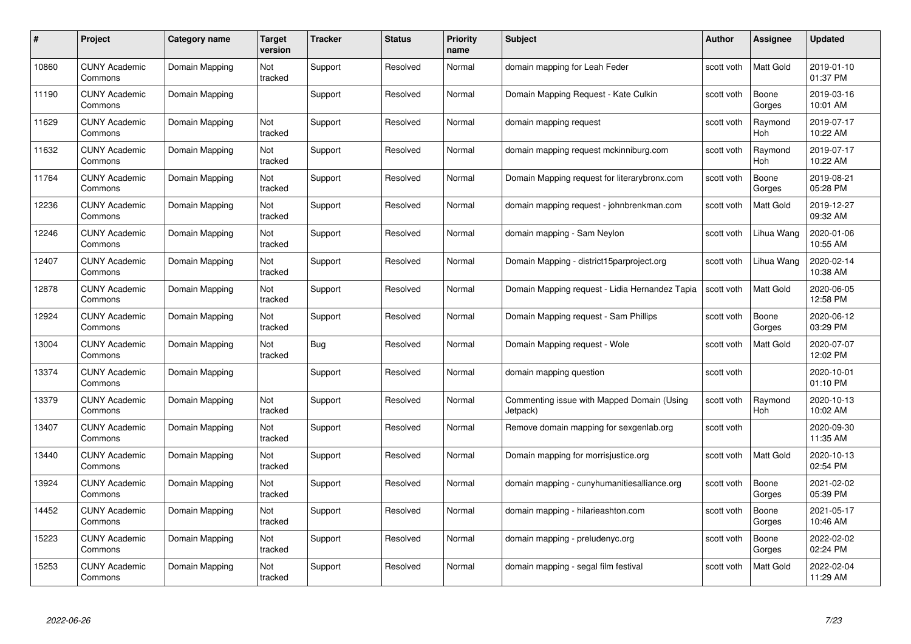| # | Project | Category name | Target version | Tracker | Status | Priority name | Subject | Author | Assignee | Updated |
|---|---|---|---|---|---|---|---|---|---|---|
| 10860 | CUNY Academic Commons | Domain Mapping | Not tracked | Support | Resolved | Normal | domain mapping for Leah Feder | scott voth | Matt Gold | 2019-01-10 01:37 PM |
| 11190 | CUNY Academic Commons | Domain Mapping | | Support | Resolved | Normal | Domain Mapping Request - Kate Culkin | scott voth | Boone Gorges | 2019-03-16 10:01 AM |
| 11629 | CUNY Academic Commons | Domain Mapping | Not tracked | Support | Resolved | Normal | domain mapping request | scott voth | Raymond Hoh | 2019-07-17 10:22 AM |
| 11632 | CUNY Academic Commons | Domain Mapping | Not tracked | Support | Resolved | Normal | domain mapping request mckinniburg.com | scott voth | Raymond Hoh | 2019-07-17 10:22 AM |
| 11764 | CUNY Academic Commons | Domain Mapping | Not tracked | Support | Resolved | Normal | Domain Mapping request for literarybronx.com | scott voth | Boone Gorges | 2019-08-21 05:28 PM |
| 12236 | CUNY Academic Commons | Domain Mapping | Not tracked | Support | Resolved | Normal | domain mapping request - johnbrenkman.com | scott voth | Matt Gold | 2019-12-27 09:32 AM |
| 12246 | CUNY Academic Commons | Domain Mapping | Not tracked | Support | Resolved | Normal | domain mapping - Sam Neylon | scott voth | Lihua Wang | 2020-01-06 10:55 AM |
| 12407 | CUNY Academic Commons | Domain Mapping | Not tracked | Support | Resolved | Normal | Domain Mapping - district15parproject.org | scott voth | Lihua Wang | 2020-02-14 10:38 AM |
| 12878 | CUNY Academic Commons | Domain Mapping | Not tracked | Support | Resolved | Normal | Domain Mapping request - Lidia Hernandez Tapia | scott voth | Matt Gold | 2020-06-05 12:58 PM |
| 12924 | CUNY Academic Commons | Domain Mapping | Not tracked | Support | Resolved | Normal | Domain Mapping request - Sam Phillips | scott voth | Boone Gorges | 2020-06-12 03:29 PM |
| 13004 | CUNY Academic Commons | Domain Mapping | Not tracked | Bug | Resolved | Normal | Domain Mapping request - Wole | scott voth | Matt Gold | 2020-07-07 12:02 PM |
| 13374 | CUNY Academic Commons | Domain Mapping | | Support | Resolved | Normal | domain mapping question | scott voth | | 2020-10-01 01:10 PM |
| 13379 | CUNY Academic Commons | Domain Mapping | Not tracked | Support | Resolved | Normal | Commenting issue with Mapped Domain (Using Jetpack) | scott voth | Raymond Hoh | 2020-10-13 10:02 AM |
| 13407 | CUNY Academic Commons | Domain Mapping | Not tracked | Support | Resolved | Normal | Remove domain mapping for sexgenlab.org | scott voth | | 2020-09-30 11:35 AM |
| 13440 | CUNY Academic Commons | Domain Mapping | Not tracked | Support | Resolved | Normal | Domain mapping for morrisjustice.org | scott voth | Matt Gold | 2020-10-13 02:54 PM |
| 13924 | CUNY Academic Commons | Domain Mapping | Not tracked | Support | Resolved | Normal | domain mapping - cunyhumanitiesalliance.org | scott voth | Boone Gorges | 2021-02-02 05:39 PM |
| 14452 | CUNY Academic Commons | Domain Mapping | Not tracked | Support | Resolved | Normal | domain mapping - hilarieashton.com | scott voth | Boone Gorges | 2021-05-17 10:46 AM |
| 15223 | CUNY Academic Commons | Domain Mapping | Not tracked | Support | Resolved | Normal | domain mapping - preludenyc.org | scott voth | Boone Gorges | 2022-02-02 02:24 PM |
| 15253 | CUNY Academic Commons | Domain Mapping | Not tracked | Support | Resolved | Normal | domain mapping - segal film festival | scott voth | Matt Gold | 2022-02-04 11:29 AM |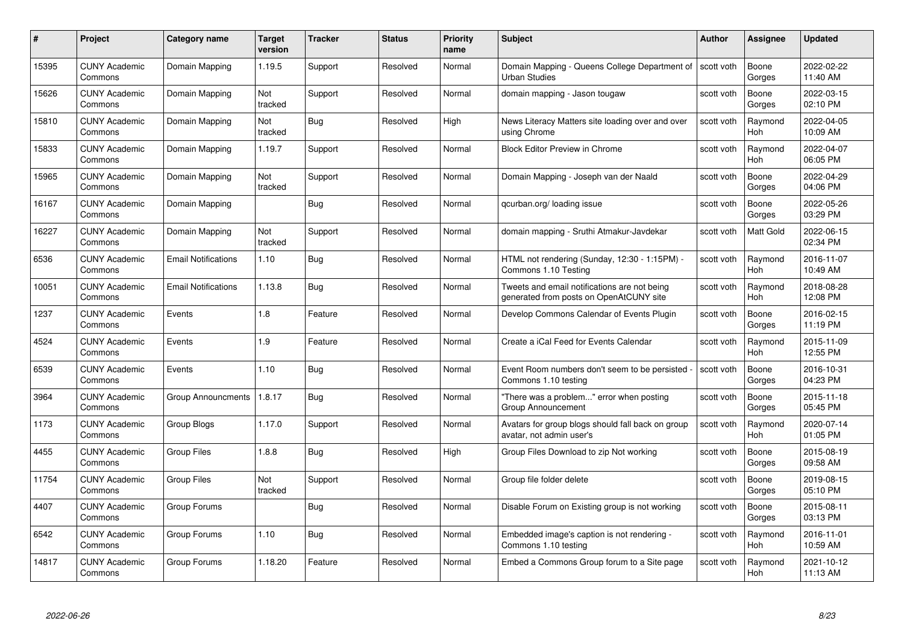| # | Project | Category name | Target version | Tracker | Status | Priority name | Subject | Author | Assignee | Updated |
|---|---|---|---|---|---|---|---|---|---|---|
| 15395 | CUNY Academic Commons | Domain Mapping | 1.19.5 | Support | Resolved | Normal | Domain Mapping - Queens College Department of Urban Studies | scott voth | Boone Gorges | 2022-02-22 11:40 AM |
| 15626 | CUNY Academic Commons | Domain Mapping | Not tracked | Support | Resolved | Normal | domain mapping - Jason tougaw | scott voth | Boone Gorges | 2022-03-15 02:10 PM |
| 15810 | CUNY Academic Commons | Domain Mapping | Not tracked | Bug | Resolved | High | News Literacy Matters site loading over and over using Chrome | scott voth | Raymond Hoh | 2022-04-05 10:09 AM |
| 15833 | CUNY Academic Commons | Domain Mapping | 1.19.7 | Support | Resolved | Normal | Block Editor Preview in Chrome | scott voth | Raymond Hoh | 2022-04-07 06:05 PM |
| 15965 | CUNY Academic Commons | Domain Mapping | Not tracked | Support | Resolved | Normal | Domain Mapping - Joseph van der Naald | scott voth | Boone Gorges | 2022-04-29 04:06 PM |
| 16167 | CUNY Academic Commons | Domain Mapping | | Bug | Resolved | Normal | qcurban.org/ loading issue | scott voth | Boone Gorges | 2022-05-26 03:29 PM |
| 16227 | CUNY Academic Commons | Domain Mapping | Not tracked | Support | Resolved | Normal | domain mapping - Sruthi Atmakur-Javdekar | scott voth | Matt Gold | 2022-06-15 02:34 PM |
| 6536 | CUNY Academic Commons | Email Notifications | 1.10 | Bug | Resolved | Normal | HTML not rendering (Sunday, 12:30 - 1:15PM) - Commons 1.10 Testing | scott voth | Raymond Hoh | 2016-11-07 10:49 AM |
| 10051 | CUNY Academic Commons | Email Notifications | 1.13.8 | Bug | Resolved | Normal | Tweets and email notifications are not being generated from posts on OpenAtCUNY site | scott voth | Raymond Hoh | 2018-08-28 12:08 PM |
| 1237 | CUNY Academic Commons | Events | 1.8 | Feature | Resolved | Normal | Develop Commons Calendar of Events Plugin | scott voth | Boone Gorges | 2016-02-15 11:19 PM |
| 4524 | CUNY Academic Commons | Events | 1.9 | Feature | Resolved | Normal | Create a iCal Feed for Events Calendar | scott voth | Raymond Hoh | 2015-11-09 12:55 PM |
| 6539 | CUNY Academic Commons | Events | 1.10 | Bug | Resolved | Normal | Event Room numbers don't seem to be persisted - Commons 1.10 testing | scott voth | Boone Gorges | 2016-10-31 04:23 PM |
| 3964 | CUNY Academic Commons | Group Announcments | 1.8.17 | Bug | Resolved | Normal | "There was a problem..." error when posting Group Announcement | scott voth | Boone Gorges | 2015-11-18 05:45 PM |
| 1173 | CUNY Academic Commons | Group Blogs | 1.17.0 | Support | Resolved | Normal | Avatars for group blogs should fall back on group avatar, not admin user's | scott voth | Raymond Hoh | 2020-07-14 01:05 PM |
| 4455 | CUNY Academic Commons | Group Files | 1.8.8 | Bug | Resolved | High | Group Files Download to zip Not working | scott voth | Boone Gorges | 2015-08-19 09:58 AM |
| 11754 | CUNY Academic Commons | Group Files | Not tracked | Support | Resolved | Normal | Group file folder delete | scott voth | Boone Gorges | 2019-08-15 05:10 PM |
| 4407 | CUNY Academic Commons | Group Forums | | Bug | Resolved | Normal | Disable Forum on Existing group is not working | scott voth | Boone Gorges | 2015-08-11 03:13 PM |
| 6542 | CUNY Academic Commons | Group Forums | 1.10 | Bug | Resolved | Normal | Embedded image's caption is not rendering - Commons 1.10 testing | scott voth | Raymond Hoh | 2016-11-01 10:59 AM |
| 14817 | CUNY Academic Commons | Group Forums | 1.18.20 | Feature | Resolved | Normal | Embed a Commons Group forum to a Site page | scott voth | Raymond Hoh | 2021-10-12 11:13 AM |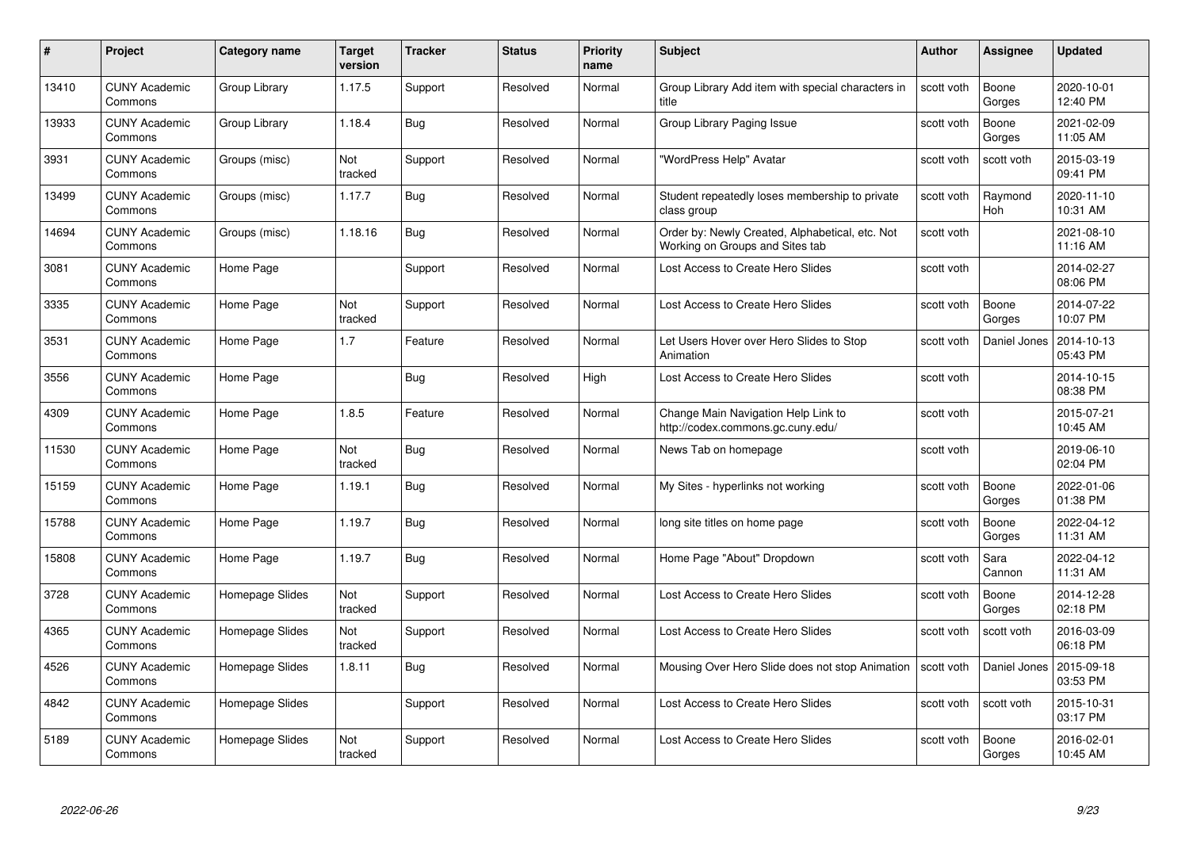| # | Project | Category name | Target version | Tracker | Status | Priority name | Subject | Author | Assignee | Updated |
|---|---|---|---|---|---|---|---|---|---|---|
| 13410 | CUNY Academic Commons | Group Library | 1.17.5 | Support | Resolved | Normal | Group Library Add item with special characters in title | scott voth | Boone Gorges | 2020-10-01 12:40 PM |
| 13933 | CUNY Academic Commons | Group Library | 1.18.4 | Bug | Resolved | Normal | Group Library Paging Issue | scott voth | Boone Gorges | 2021-02-09 11:05 AM |
| 3931 | CUNY Academic Commons | Groups (misc) | Not tracked | Support | Resolved | Normal | "WordPress Help" Avatar | scott voth | scott voth | 2015-03-19 09:41 PM |
| 13499 | CUNY Academic Commons | Groups (misc) | 1.17.7 | Bug | Resolved | Normal | Student repeatedly loses membership to private class group | scott voth | Raymond Hoh | 2020-11-10 10:31 AM |
| 14694 | CUNY Academic Commons | Groups (misc) | 1.18.16 | Bug | Resolved | Normal | Order by: Newly Created, Alphabetical, etc. Not Working on Groups and Sites tab | scott voth | | 2021-08-10 11:16 AM |
| 3081 | CUNY Academic Commons | Home Page | | Support | Resolved | Normal | Lost Access to Create Hero Slides | scott voth | | 2014-02-27 08:06 PM |
| 3335 | CUNY Academic Commons | Home Page | Not tracked | Support | Resolved | Normal | Lost Access to Create Hero Slides | scott voth | Boone Gorges | 2014-07-22 10:07 PM |
| 3531 | CUNY Academic Commons | Home Page | 1.7 | Feature | Resolved | Normal | Let Users Hover over Hero Slides to Stop Animation | scott voth | Daniel Jones | 2014-10-13 05:43 PM |
| 3556 | CUNY Academic Commons | Home Page | | Bug | Resolved | High | Lost Access to Create Hero Slides | scott voth | | 2014-10-15 08:38 PM |
| 4309 | CUNY Academic Commons | Home Page | 1.8.5 | Feature | Resolved | Normal | Change Main Navigation Help Link to http://codex.commons.gc.cuny.edu/ | scott voth | | 2015-07-21 10:45 AM |
| 11530 | CUNY Academic Commons | Home Page | Not tracked | Bug | Resolved | Normal | News Tab on homepage | scott voth | | 2019-06-10 02:04 PM |
| 15159 | CUNY Academic Commons | Home Page | 1.19.1 | Bug | Resolved | Normal | My Sites - hyperlinks not working | scott voth | Boone Gorges | 2022-01-06 01:38 PM |
| 15788 | CUNY Academic Commons | Home Page | 1.19.7 | Bug | Resolved | Normal | long site titles on home page | scott voth | Boone Gorges | 2022-04-12 11:31 AM |
| 15808 | CUNY Academic Commons | Home Page | 1.19.7 | Bug | Resolved | Normal | Home Page "About" Dropdown | scott voth | Sara Cannon | 2022-04-12 11:31 AM |
| 3728 | CUNY Academic Commons | Homepage Slides | Not tracked | Support | Resolved | Normal | Lost Access to Create Hero Slides | scott voth | Boone Gorges | 2014-12-28 02:18 PM |
| 4365 | CUNY Academic Commons | Homepage Slides | Not tracked | Support | Resolved | Normal | Lost Access to Create Hero Slides | scott voth | scott voth | 2016-03-09 06:18 PM |
| 4526 | CUNY Academic Commons | Homepage Slides | 1.8.11 | Bug | Resolved | Normal | Mousing Over Hero Slide does not stop Animation | scott voth | Daniel Jones | 2015-09-18 03:53 PM |
| 4842 | CUNY Academic Commons | Homepage Slides | | Support | Resolved | Normal | Lost Access to Create Hero Slides | scott voth | scott voth | 2015-10-31 03:17 PM |
| 5189 | CUNY Academic Commons | Homepage Slides | Not tracked | Support | Resolved | Normal | Lost Access to Create Hero Slides | scott voth | Boone Gorges | 2016-02-01 10:45 AM |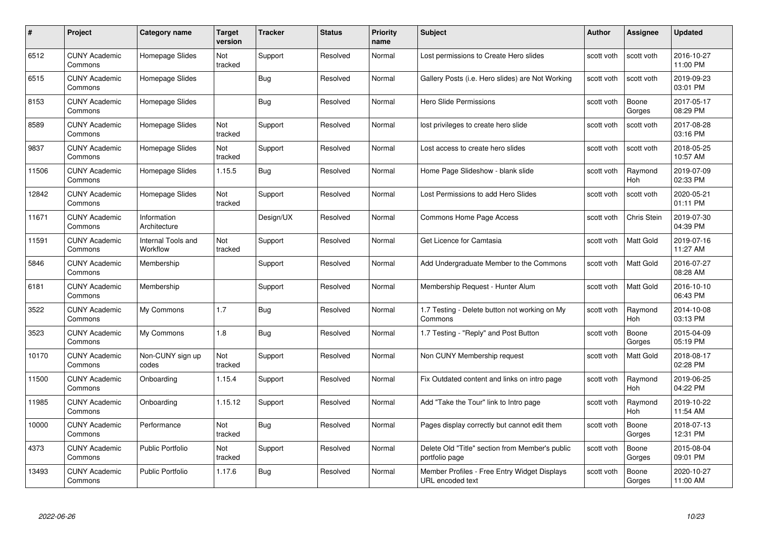| # | Project | Category name | Target version | Tracker | Status | Priority name | Subject | Author | Assignee | Updated |
|---|---|---|---|---|---|---|---|---|---|---|
| 6512 | CUNY Academic Commons | Homepage Slides | Not tracked | Support | Resolved | Normal | Lost permissions to Create Hero slides | scott voth | scott voth | 2016-10-27 11:00 PM |
| 6515 | CUNY Academic Commons | Homepage Slides | | Bug | Resolved | Normal | Gallery Posts (i.e. Hero slides) are Not Working | scott voth | scott voth | 2019-09-23 03:01 PM |
| 8153 | CUNY Academic Commons | Homepage Slides | | Bug | Resolved | Normal | Hero Slide Permissions | scott voth | Boone Gorges | 2017-05-17 08:29 PM |
| 8589 | CUNY Academic Commons | Homepage Slides | Not tracked | Support | Resolved | Normal | lost privileges to create hero slide | scott voth | scott voth | 2017-08-28 03:16 PM |
| 9837 | CUNY Academic Commons | Homepage Slides | Not tracked | Support | Resolved | Normal | Lost access to create hero slides | scott voth | scott voth | 2018-05-25 10:57 AM |
| 11506 | CUNY Academic Commons | Homepage Slides | 1.15.5 | Bug | Resolved | Normal | Home Page Slideshow - blank slide | scott voth | Raymond Hoh | 2019-07-09 02:33 PM |
| 12842 | CUNY Academic Commons | Homepage Slides | Not tracked | Support | Resolved | Normal | Lost Permissions to add Hero Slides | scott voth | scott voth | 2020-05-21 01:11 PM |
| 11671 | CUNY Academic Commons | Information Architecture | | Design/UX | Resolved | Normal | Commons Home Page Access | scott voth | Chris Stein | 2019-07-30 04:39 PM |
| 11591 | CUNY Academic Commons | Internal Tools and Workflow | Not tracked | Support | Resolved | Normal | Get Licence for Camtasia | scott voth | Matt Gold | 2019-07-16 11:27 AM |
| 5846 | CUNY Academic Commons | Membership | | Support | Resolved | Normal | Add Undergraduate Member to the Commons | scott voth | Matt Gold | 2016-07-27 08:28 AM |
| 6181 | CUNY Academic Commons | Membership | | Support | Resolved | Normal | Membership Request - Hunter Alum | scott voth | Matt Gold | 2016-10-10 06:43 PM |
| 3522 | CUNY Academic Commons | My Commons | 1.7 | Bug | Resolved | Normal | 1.7 Testing - Delete button not working on My Commons | scott voth | Raymond Hoh | 2014-10-08 03:13 PM |
| 3523 | CUNY Academic Commons | My Commons | 1.8 | Bug | Resolved | Normal | 1.7 Testing - "Reply" and Post Button | scott voth | Boone Gorges | 2015-04-09 05:19 PM |
| 10170 | CUNY Academic Commons | Non-CUNY sign up codes | Not tracked | Support | Resolved | Normal | Non CUNY Membership request | scott voth | Matt Gold | 2018-08-17 02:28 PM |
| 11500 | CUNY Academic Commons | Onboarding | 1.15.4 | Support | Resolved | Normal | Fix Outdated content and links on intro page | scott voth | Raymond Hoh | 2019-06-25 04:22 PM |
| 11985 | CUNY Academic Commons | Onboarding | 1.15.12 | Support | Resolved | Normal | Add "Take the Tour" link to Intro page | scott voth | Raymond Hoh | 2019-10-22 11:54 AM |
| 10000 | CUNY Academic Commons | Performance | Not tracked | Bug | Resolved | Normal | Pages display correctly but cannot edit them | scott voth | Boone Gorges | 2018-07-13 12:31 PM |
| 4373 | CUNY Academic Commons | Public Portfolio | Not tracked | Support | Resolved | Normal | Delete Old "Title" section from Member's public portfolio page | scott voth | Boone Gorges | 2015-08-04 09:01 PM |
| 13493 | CUNY Academic Commons | Public Portfolio | 1.17.6 | Bug | Resolved | Normal | Member Profiles - Free Entry Widget Displays URL encoded text | scott voth | Boone Gorges | 2020-10-27 11:00 AM |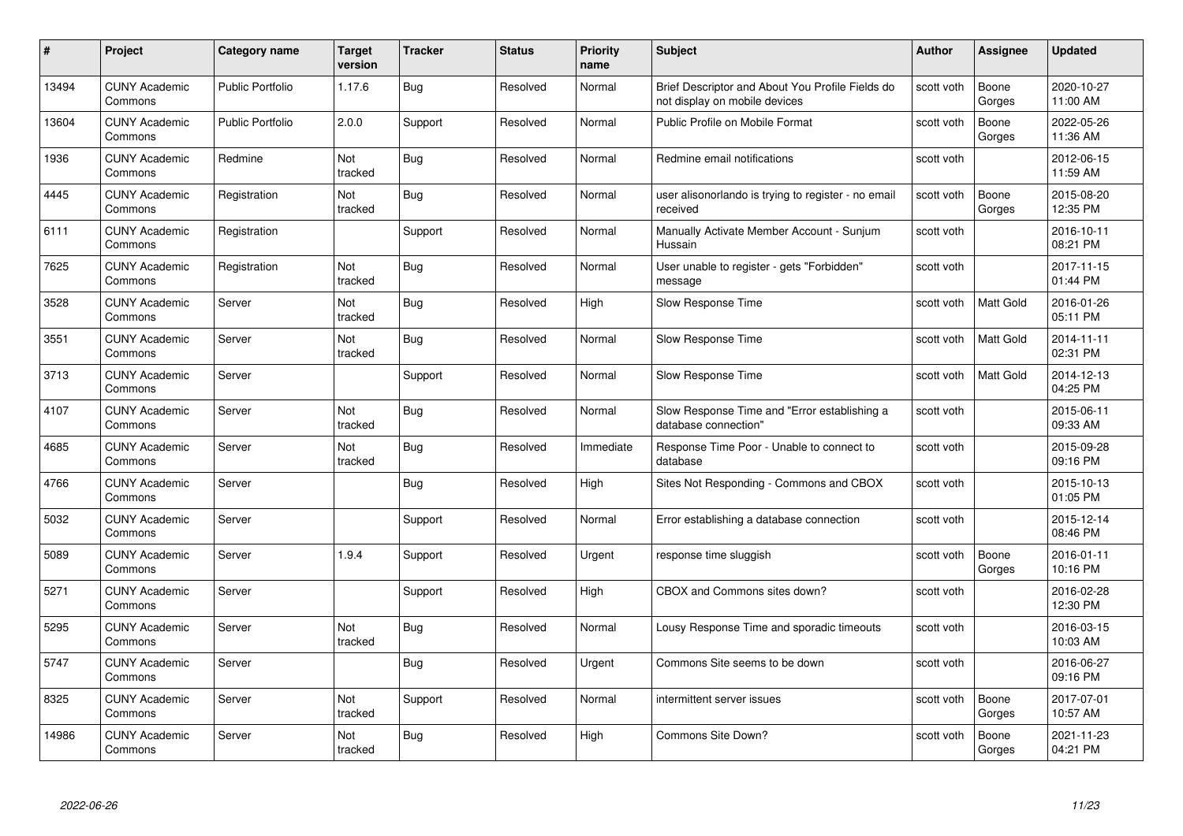| # | Project | Category name | Target version | Tracker | Status | Priority name | Subject | Author | Assignee | Updated |
|---|---|---|---|---|---|---|---|---|---|---|
| 13494 | CUNY Academic Commons | Public Portfolio | 1.17.6 | Bug | Resolved | Normal | Brief Descriptor and About You Profile Fields do not display on mobile devices | scott voth | Boone Gorges | 2020-10-27 11:00 AM |
| 13604 | CUNY Academic Commons | Public Portfolio | 2.0.0 | Support | Resolved | Normal | Public Profile on Mobile Format | scott voth | Boone Gorges | 2022-05-26 11:36 AM |
| 1936 | CUNY Academic Commons | Redmine | Not tracked | Bug | Resolved | Normal | Redmine email notifications | scott voth | | 2012-06-15 11:59 AM |
| 4445 | CUNY Academic Commons | Registration | Not tracked | Bug | Resolved | Normal | user alisonorlando is trying to register - no email received | scott voth | Boone Gorges | 2015-08-20 12:35 PM |
| 6111 | CUNY Academic Commons | Registration | | Support | Resolved | Normal | Manually Activate Member Account - Sunjum Hussain | scott voth | | 2016-10-11 08:21 PM |
| 7625 | CUNY Academic Commons | Registration | Not tracked | Bug | Resolved | Normal | User unable to register - gets "Forbidden" message | scott voth | | 2017-11-15 01:44 PM |
| 3528 | CUNY Academic Commons | Server | Not tracked | Bug | Resolved | High | Slow Response Time | scott voth | Matt Gold | 2016-01-26 05:11 PM |
| 3551 | CUNY Academic Commons | Server | Not tracked | Bug | Resolved | Normal | Slow Response Time | scott voth | Matt Gold | 2014-11-11 02:31 PM |
| 3713 | CUNY Academic Commons | Server | | Support | Resolved | Normal | Slow Response Time | scott voth | Matt Gold | 2014-12-13 04:25 PM |
| 4107 | CUNY Academic Commons | Server | Not tracked | Bug | Resolved | Normal | Slow Response Time and "Error establishing a database connection" | scott voth | | 2015-06-11 09:33 AM |
| 4685 | CUNY Academic Commons | Server | Not tracked | Bug | Resolved | Immediate | Response Time Poor - Unable to connect to database | scott voth | | 2015-09-28 09:16 PM |
| 4766 | CUNY Academic Commons | Server | | Bug | Resolved | High | Sites Not Responding - Commons and CBOX | scott voth | | 2015-10-13 01:05 PM |
| 5032 | CUNY Academic Commons | Server | | Support | Resolved | Normal | Error establishing a database connection | scott voth | | 2015-12-14 08:46 PM |
| 5089 | CUNY Academic Commons | Server | 1.9.4 | Support | Resolved | Urgent | response time sluggish | scott voth | Boone Gorges | 2016-01-11 10:16 PM |
| 5271 | CUNY Academic Commons | Server | | Support | Resolved | High | CBOX and Commons sites down? | scott voth | | 2016-02-28 12:30 PM |
| 5295 | CUNY Academic Commons | Server | Not tracked | Bug | Resolved | Normal | Lousy Response Time and sporadic timeouts | scott voth | | 2016-03-15 10:03 AM |
| 5747 | CUNY Academic Commons | Server | | Bug | Resolved | Urgent | Commons Site seems to be down | scott voth | | 2016-06-27 09:16 PM |
| 8325 | CUNY Academic Commons | Server | Not tracked | Support | Resolved | Normal | intermittent server issues | scott voth | Boone Gorges | 2017-07-01 10:57 AM |
| 14986 | CUNY Academic Commons | Server | Not tracked | Bug | Resolved | High | Commons Site Down? | scott voth | Boone Gorges | 2021-11-23 04:21 PM |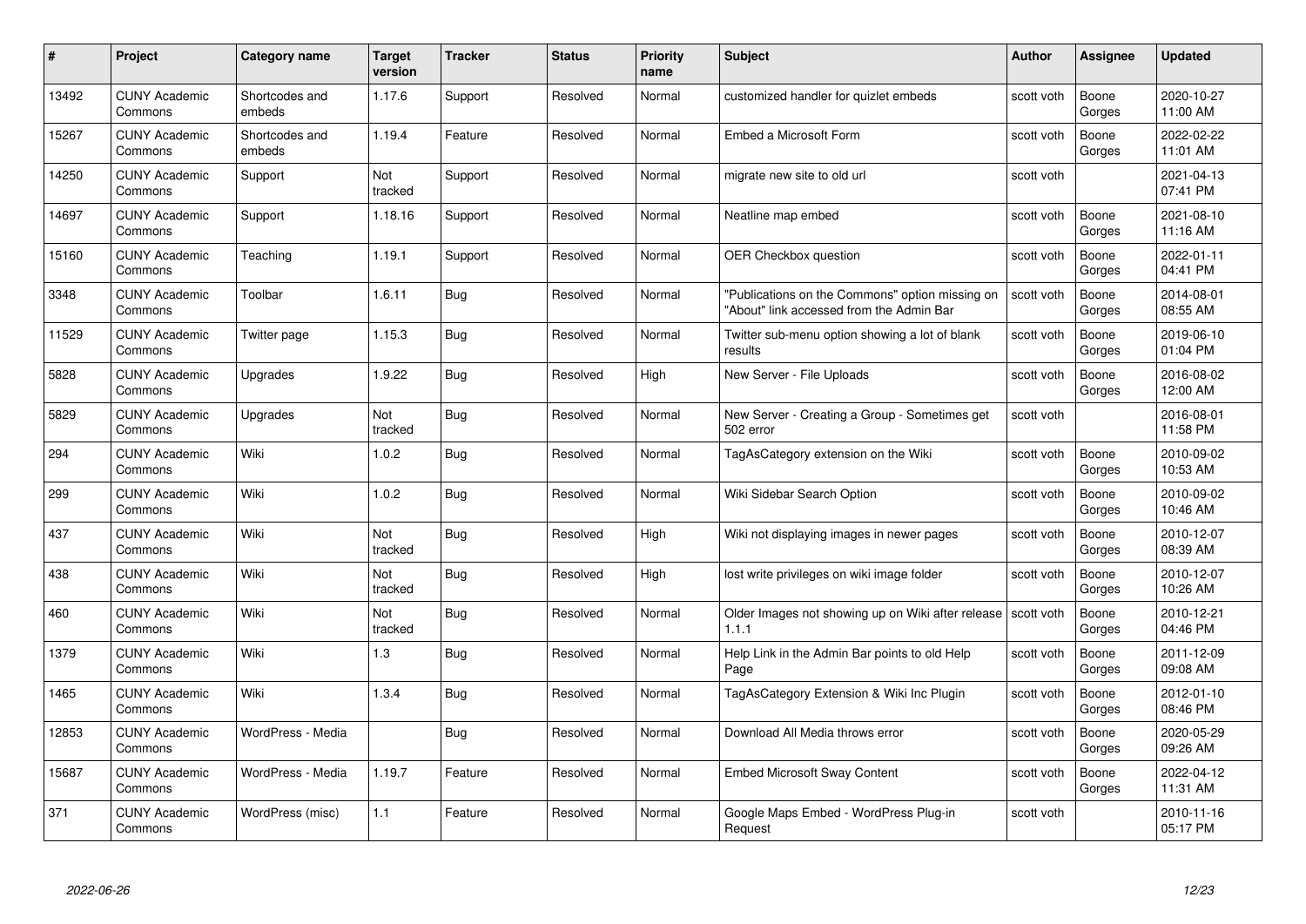| # | Project | Category name | Target version | Tracker | Status | Priority name | Subject | Author | Assignee | Updated |
|---|---|---|---|---|---|---|---|---|---|---|
| 13492 | CUNY Academic Commons | Shortcodes and embeds | 1.17.6 | Support | Resolved | Normal | customized handler for quizlet embeds | scott voth | Boone Gorges | 2020-10-27 11:00 AM |
| 15267 | CUNY Academic Commons | Shortcodes and embeds | 1.19.4 | Feature | Resolved | Normal | Embed a Microsoft Form | scott voth | Boone Gorges | 2022-02-22 11:01 AM |
| 14250 | CUNY Academic Commons | Support | Not tracked | Support | Resolved | Normal | migrate new site to old url | scott voth | | 2021-04-13 07:41 PM |
| 14697 | CUNY Academic Commons | Support | 1.18.16 | Support | Resolved | Normal | Neatline map embed | scott voth | Boone Gorges | 2021-08-10 11:16 AM |
| 15160 | CUNY Academic Commons | Teaching | 1.19.1 | Support | Resolved | Normal | OER Checkbox question | scott voth | Boone Gorges | 2022-01-11 04:41 PM |
| 3348 | CUNY Academic Commons | Toolbar | 1.6.11 | Bug | Resolved | Normal | "Publications on the Commons" option missing on "About" link accessed from the Admin Bar | scott voth | Boone Gorges | 2014-08-01 08:55 AM |
| 11529 | CUNY Academic Commons | Twitter page | 1.15.3 | Bug | Resolved | Normal | Twitter sub-menu option showing a lot of blank results | scott voth | Boone Gorges | 2019-06-10 01:04 PM |
| 5828 | CUNY Academic Commons | Upgrades | 1.9.22 | Bug | Resolved | High | New Server - File Uploads | scott voth | Boone Gorges | 2016-08-02 12:00 AM |
| 5829 | CUNY Academic Commons | Upgrades | Not tracked | Bug | Resolved | Normal | New Server - Creating a Group - Sometimes get 502 error | scott voth | | 2016-08-01 11:58 PM |
| 294 | CUNY Academic Commons | Wiki | 1.0.2 | Bug | Resolved | Normal | TagAsCategory extension on the Wiki | scott voth | Boone Gorges | 2010-09-02 10:53 AM |
| 299 | CUNY Academic Commons | Wiki | 1.0.2 | Bug | Resolved | Normal | Wiki Sidebar Search Option | scott voth | Boone Gorges | 2010-09-02 10:46 AM |
| 437 | CUNY Academic Commons | Wiki | Not tracked | Bug | Resolved | High | Wiki not displaying images in newer pages | scott voth | Boone Gorges | 2010-12-07 08:39 AM |
| 438 | CUNY Academic Commons | Wiki | Not tracked | Bug | Resolved | High | lost write privileges on wiki image folder | scott voth | Boone Gorges | 2010-12-07 10:26 AM |
| 460 | CUNY Academic Commons | Wiki | Not tracked | Bug | Resolved | Normal | Older Images not showing up on Wiki after release 1.1.1 | scott voth | Boone Gorges | 2010-12-21 04:46 PM |
| 1379 | CUNY Academic Commons | Wiki | 1.3 | Bug | Resolved | Normal | Help Link in the Admin Bar points to old Help Page | scott voth | Boone Gorges | 2011-12-09 09:08 AM |
| 1465 | CUNY Academic Commons | Wiki | 1.3.4 | Bug | Resolved | Normal | TagAsCategory Extension & Wiki Inc Plugin | scott voth | Boone Gorges | 2012-01-10 08:46 PM |
| 12853 | CUNY Academic Commons | WordPress - Media | | Bug | Resolved | Normal | Download All Media throws error | scott voth | Boone Gorges | 2020-05-29 09:26 AM |
| 15687 | CUNY Academic Commons | WordPress - Media | 1.19.7 | Feature | Resolved | Normal | Embed Microsoft Sway Content | scott voth | Boone Gorges | 2022-04-12 11:31 AM |
| 371 | CUNY Academic Commons | WordPress (misc) | 1.1 | Feature | Resolved | Normal | Google Maps Embed - WordPress Plug-in Request | scott voth | | 2010-11-16 05:17 PM |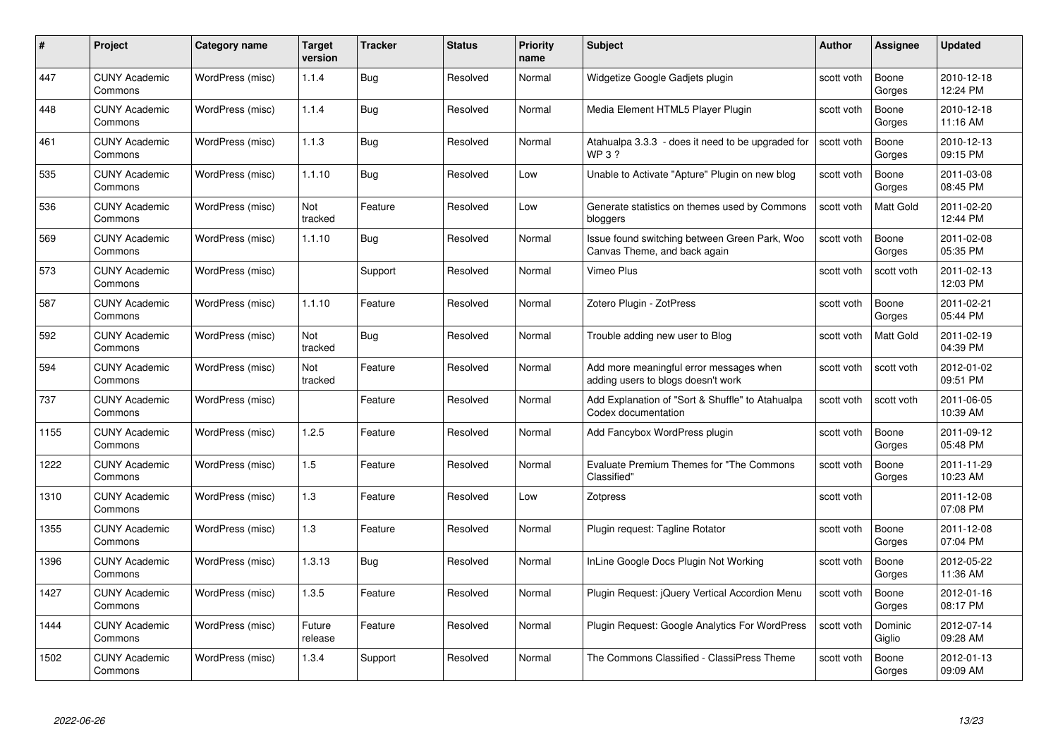| # | Project | Category name | Target version | Tracker | Status | Priority name | Subject | Author | Assignee | Updated |
|---|---|---|---|---|---|---|---|---|---|---|
| 447 | CUNY Academic Commons | WordPress (misc) | 1.1.4 | Bug | Resolved | Normal | Widgetize Google Gadjets plugin | scott voth | Boone Gorges | 2010-12-18 12:24 PM |
| 448 | CUNY Academic Commons | WordPress (misc) | 1.1.4 | Bug | Resolved | Normal | Media Element HTML5 Player Plugin | scott voth | Boone Gorges | 2010-12-18 11:16 AM |
| 461 | CUNY Academic Commons | WordPress (misc) | 1.1.3 | Bug | Resolved | Normal | Atahualpa 3.3.3 - does it need to be upgraded for WP 3 ? | scott voth | Boone Gorges | 2010-12-13 09:15 PM |
| 535 | CUNY Academic Commons | WordPress (misc) | 1.1.10 | Bug | Resolved | Low | Unable to Activate "Apture" Plugin on new blog | scott voth | Boone Gorges | 2011-03-08 08:45 PM |
| 536 | CUNY Academic Commons | WordPress (misc) | Not tracked | Feature | Resolved | Low | Generate statistics on themes used by Commons bloggers | scott voth | Matt Gold | 2011-02-20 12:44 PM |
| 569 | CUNY Academic Commons | WordPress (misc) | 1.1.10 | Bug | Resolved | Normal | Issue found switching between Green Park, Woo Canvas Theme, and back again | scott voth | Boone Gorges | 2011-02-08 05:35 PM |
| 573 | CUNY Academic Commons | WordPress (misc) | | Support | Resolved | Normal | Vimeo Plus | scott voth | scott voth | 2011-02-13 12:03 PM |
| 587 | CUNY Academic Commons | WordPress (misc) | 1.1.10 | Feature | Resolved | Normal | Zotero Plugin - ZotPress | scott voth | Boone Gorges | 2011-02-21 05:44 PM |
| 592 | CUNY Academic Commons | WordPress (misc) | Not tracked | Bug | Resolved | Normal | Trouble adding new user to Blog | scott voth | Matt Gold | 2011-02-19 04:39 PM |
| 594 | CUNY Academic Commons | WordPress (misc) | Not tracked | Feature | Resolved | Normal | Add more meaningful error messages when adding users to blogs doesn't work | scott voth | scott voth | 2012-01-02 09:51 PM |
| 737 | CUNY Academic Commons | WordPress (misc) | | Feature | Resolved | Normal | Add Explanation of "Sort & Shuffle" to Atahualpa Codex documentation | scott voth | scott voth | 2011-06-05 10:39 AM |
| 1155 | CUNY Academic Commons | WordPress (misc) | 1.2.5 | Feature | Resolved | Normal | Add Fancybox WordPress plugin | scott voth | Boone Gorges | 2011-09-12 05:48 PM |
| 1222 | CUNY Academic Commons | WordPress (misc) | 1.5 | Feature | Resolved | Normal | Evaluate Premium Themes for "The Commons Classified" | scott voth | Boone Gorges | 2011-11-29 10:23 AM |
| 1310 | CUNY Academic Commons | WordPress (misc) | 1.3 | Feature | Resolved | Low | Zotpress | scott voth | | 2011-12-08 07:08 PM |
| 1355 | CUNY Academic Commons | WordPress (misc) | 1.3 | Feature | Resolved | Normal | Plugin request: Tagline Rotator | scott voth | Boone Gorges | 2011-12-08 07:04 PM |
| 1396 | CUNY Academic Commons | WordPress (misc) | 1.3.13 | Bug | Resolved | Normal | InLine Google Docs Plugin Not Working | scott voth | Boone Gorges | 2012-05-22 11:36 AM |
| 1427 | CUNY Academic Commons | WordPress (misc) | 1.3.5 | Feature | Resolved | Normal | Plugin Request: jQuery Vertical Accordion Menu | scott voth | Boone Gorges | 2012-01-16 08:17 PM |
| 1444 | CUNY Academic Commons | WordPress (misc) | Future release | Feature | Resolved | Normal | Plugin Request: Google Analytics For WordPress | scott voth | Dominic Giglio | 2012-07-14 09:28 AM |
| 1502 | CUNY Academic Commons | WordPress (misc) | 1.3.4 | Support | Resolved | Normal | The Commons Classified - ClassiPress Theme | scott voth | Boone Gorges | 2012-01-13 09:09 AM |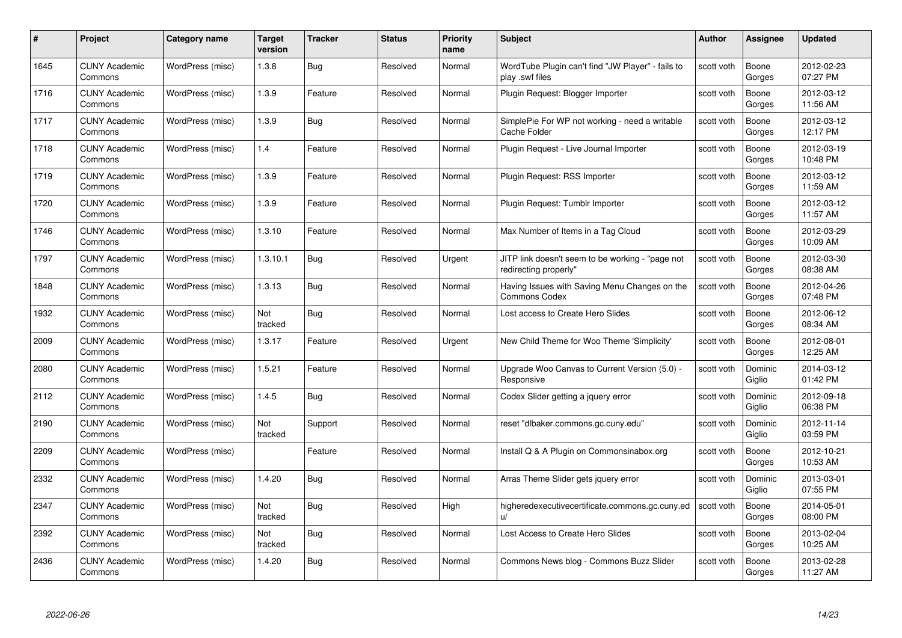| # | Project | Category name | Target version | Tracker | Status | Priority name | Subject | Author | Assignee | Updated |
|---|---|---|---|---|---|---|---|---|---|---|
| 1645 | CUNY Academic Commons | WordPress (misc) | 1.3.8 | Bug | Resolved | Normal | WordTube Plugin can't find "JW Player" - fails to play .swf files | scott voth | Boone Gorges | 2012-02-23 07:27 PM |
| 1716 | CUNY Academic Commons | WordPress (misc) | 1.3.9 | Feature | Resolved | Normal | Plugin Request: Blogger Importer | scott voth | Boone Gorges | 2012-03-12 11:56 AM |
| 1717 | CUNY Academic Commons | WordPress (misc) | 1.3.9 | Bug | Resolved | Normal | SimplePie For WP not working - need a writable Cache Folder | scott voth | Boone Gorges | 2012-03-12 12:17 PM |
| 1718 | CUNY Academic Commons | WordPress (misc) | 1.4 | Feature | Resolved | Normal | Plugin Request - Live Journal Importer | scott voth | Boone Gorges | 2012-03-19 10:48 PM |
| 1719 | CUNY Academic Commons | WordPress (misc) | 1.3.9 | Feature | Resolved | Normal | Plugin Request: RSS Importer | scott voth | Boone Gorges | 2012-03-12 11:59 AM |
| 1720 | CUNY Academic Commons | WordPress (misc) | 1.3.9 | Feature | Resolved | Normal | Plugin Request: Tumblr Importer | scott voth | Boone Gorges | 2012-03-12 11:57 AM |
| 1746 | CUNY Academic Commons | WordPress (misc) | 1.3.10 | Feature | Resolved | Normal | Max Number of Items in a Tag Cloud | scott voth | Boone Gorges | 2012-03-29 10:09 AM |
| 1797 | CUNY Academic Commons | WordPress (misc) | 1.3.10.1 | Bug | Resolved | Urgent | JITP link doesn't seem to be working - "page not redirecting properly" | scott voth | Boone Gorges | 2012-03-30 08:38 AM |
| 1848 | CUNY Academic Commons | WordPress (misc) | 1.3.13 | Bug | Resolved | Normal | Having Issues with Saving Menu Changes on the Commons Codex | scott voth | Boone Gorges | 2012-04-26 07:48 PM |
| 1932 | CUNY Academic Commons | WordPress (misc) | Not tracked | Bug | Resolved | Normal | Lost access to Create Hero Slides | scott voth | Boone Gorges | 2012-06-12 08:34 AM |
| 2009 | CUNY Academic Commons | WordPress (misc) | 1.3.17 | Feature | Resolved | Urgent | New Child Theme for Woo Theme 'Simplicity' | scott voth | Boone Gorges | 2012-08-01 12:25 AM |
| 2080 | CUNY Academic Commons | WordPress (misc) | 1.5.21 | Feature | Resolved | Normal | Upgrade Woo Canvas to Current Version (5.0) - Responsive | scott voth | Dominic Giglio | 2014-03-12 01:42 PM |
| 2112 | CUNY Academic Commons | WordPress (misc) | 1.4.5 | Bug | Resolved | Normal | Codex Slider getting a jquery error | scott voth | Dominic Giglio | 2012-09-18 06:38 PM |
| 2190 | CUNY Academic Commons | WordPress (misc) | Not tracked | Support | Resolved | Normal | reset "dlbaker.commons.gc.cuny.edu" | scott voth | Dominic Giglio | 2012-11-14 03:59 PM |
| 2209 | CUNY Academic Commons | WordPress (misc) | | Feature | Resolved | Normal | Install Q & A Plugin on Commonsinabox.org | scott voth | Boone Gorges | 2012-10-21 10:53 AM |
| 2332 | CUNY Academic Commons | WordPress (misc) | 1.4.20 | Bug | Resolved | Normal | Arras Theme Slider gets jquery error | scott voth | Dominic Giglio | 2013-03-01 07:55 PM |
| 2347 | CUNY Academic Commons | WordPress (misc) | Not tracked | Bug | Resolved | High | higheredexecutivecertificate.commons.gc.cuny.edu/ | scott voth | Boone Gorges | 2014-05-01 08:00 PM |
| 2392 | CUNY Academic Commons | WordPress (misc) | Not tracked | Bug | Resolved | Normal | Lost Access to Create Hero Slides | scott voth | Boone Gorges | 2013-02-04 10:25 AM |
| 2436 | CUNY Academic Commons | WordPress (misc) | 1.4.20 | Bug | Resolved | Normal | Commons News blog - Commons Buzz Slider | scott voth | Boone Gorges | 2013-02-28 11:27 AM |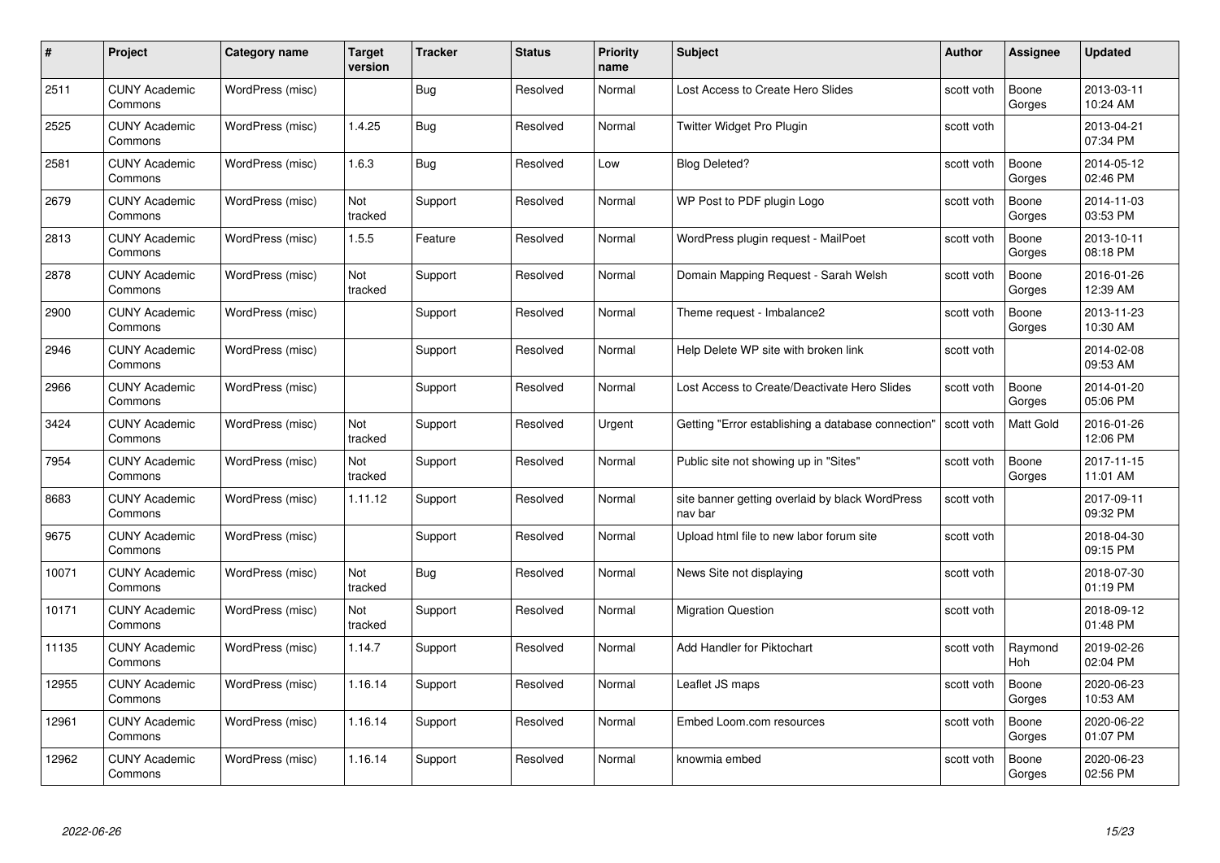| # | Project | Category name | Target version | Tracker | Status | Priority name | Subject | Author | Assignee | Updated |
|---|---|---|---|---|---|---|---|---|---|---|
| 2511 | CUNY Academic Commons | WordPress (misc) | | Bug | Resolved | Normal | Lost Access to Create Hero Slides | scott voth | Boone Gorges | 2013-03-11 10:24 AM |
| 2525 | CUNY Academic Commons | WordPress (misc) | 1.4.25 | Bug | Resolved | Normal | Twitter Widget Pro Plugin | scott voth | | 2013-04-21 07:34 PM |
| 2581 | CUNY Academic Commons | WordPress (misc) | 1.6.3 | Bug | Resolved | Low | Blog Deleted? | scott voth | Boone Gorges | 2014-05-12 02:46 PM |
| 2679 | CUNY Academic Commons | WordPress (misc) | Not tracked | Support | Resolved | Normal | WP Post to PDF plugin Logo | scott voth | Boone Gorges | 2014-11-03 03:53 PM |
| 2813 | CUNY Academic Commons | WordPress (misc) | 1.5.5 | Feature | Resolved | Normal | WordPress plugin request - MailPoet | scott voth | Boone Gorges | 2013-10-11 08:18 PM |
| 2878 | CUNY Academic Commons | WordPress (misc) | Not tracked | Support | Resolved | Normal | Domain Mapping Request - Sarah Welsh | scott voth | Boone Gorges | 2016-01-26 12:39 AM |
| 2900 | CUNY Academic Commons | WordPress (misc) | | Support | Resolved | Normal | Theme request - Imbalance2 | scott voth | Boone Gorges | 2013-11-23 10:30 AM |
| 2946 | CUNY Academic Commons | WordPress (misc) | | Support | Resolved | Normal | Help Delete WP site with broken link | scott voth | | 2014-02-08 09:53 AM |
| 2966 | CUNY Academic Commons | WordPress (misc) | | Support | Resolved | Normal | Lost Access to Create/Deactivate Hero Slides | scott voth | Boone Gorges | 2014-01-20 05:06 PM |
| 3424 | CUNY Academic Commons | WordPress (misc) | Not tracked | Support | Resolved | Urgent | Getting "Error establishing a database connection" | scott voth | Matt Gold | 2016-01-26 12:06 PM |
| 7954 | CUNY Academic Commons | WordPress (misc) | Not tracked | Support | Resolved | Normal | Public site not showing up in "Sites" | scott voth | Boone Gorges | 2017-11-15 11:01 AM |
| 8683 | CUNY Academic Commons | WordPress (misc) | 1.11.12 | Support | Resolved | Normal | site banner getting overlaid by black WordPress nav bar | scott voth | | 2017-09-11 09:32 PM |
| 9675 | CUNY Academic Commons | WordPress (misc) | | Support | Resolved | Normal | Upload html file to new labor forum site | scott voth | | 2018-04-30 09:15 PM |
| 10071 | CUNY Academic Commons | WordPress (misc) | Not tracked | Bug | Resolved | Normal | News Site not displaying | scott voth | | 2018-07-30 01:19 PM |
| 10171 | CUNY Academic Commons | WordPress (misc) | Not tracked | Support | Resolved | Normal | Migration Question | scott voth | | 2018-09-12 01:48 PM |
| 11135 | CUNY Academic Commons | WordPress (misc) | 1.14.7 | Support | Resolved | Normal | Add Handler for Piktochart | scott voth | Raymond Hoh | 2019-02-26 02:04 PM |
| 12955 | CUNY Academic Commons | WordPress (misc) | 1.16.14 | Support | Resolved | Normal | Leaflet JS maps | scott voth | Boone Gorges | 2020-06-23 10:53 AM |
| 12961 | CUNY Academic Commons | WordPress (misc) | 1.16.14 | Support | Resolved | Normal | Embed Loom.com resources | scott voth | Boone Gorges | 2020-06-22 01:07 PM |
| 12962 | CUNY Academic Commons | WordPress (misc) | 1.16.14 | Support | Resolved | Normal | knowmia embed | scott voth | Boone Gorges | 2020-06-23 02:56 PM |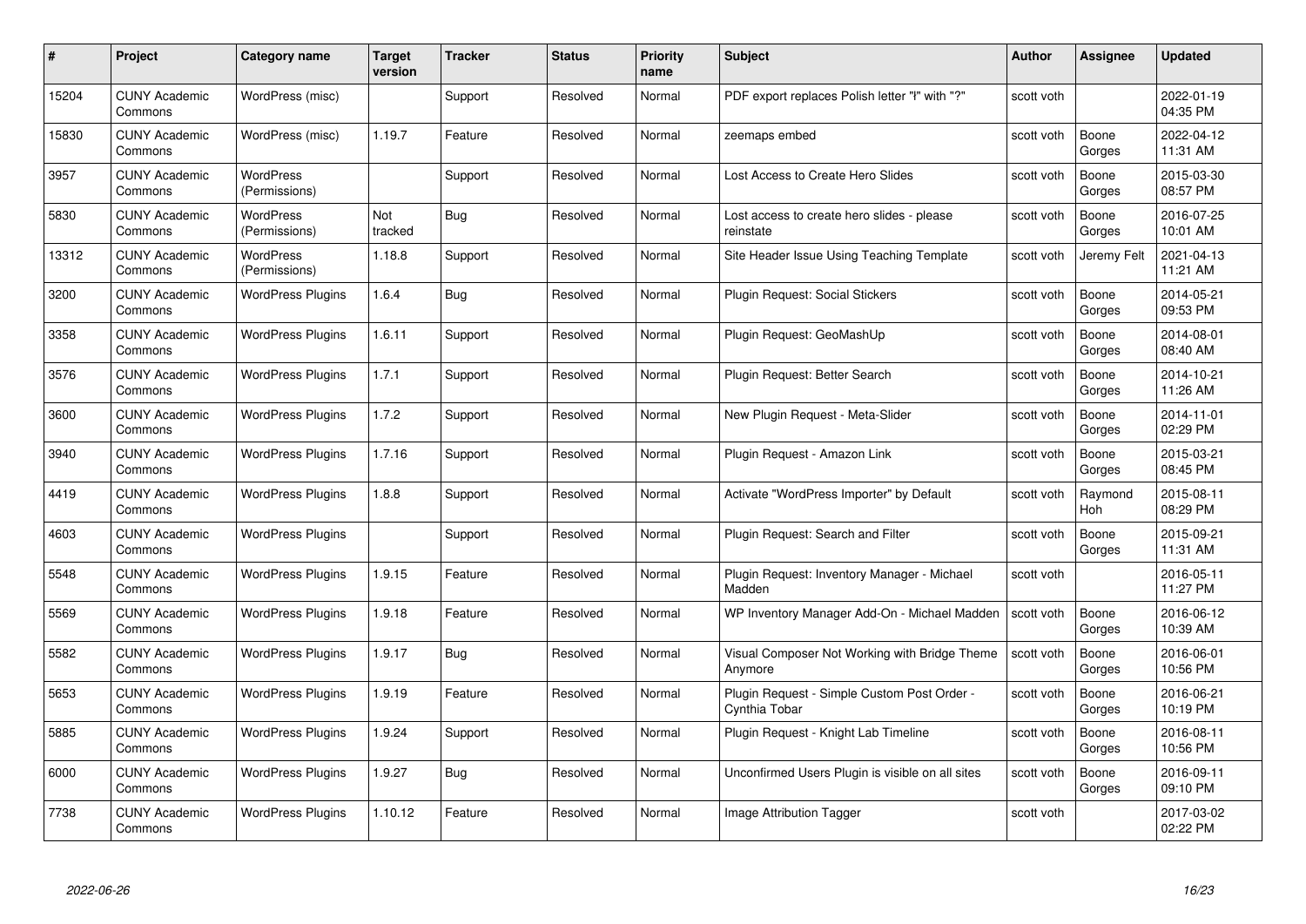| # | Project | Category name | Target version | Tracker | Status | Priority name | Subject | Author | Assignee | Updated |
|---|---|---|---|---|---|---|---|---|---|---|
| 15204 | CUNY Academic Commons | WordPress (misc) | | Support | Resolved | Normal | PDF export replaces Polish letter "ł" with "?" | scott voth | | 2022-01-19 04:35 PM |
| 15830 | CUNY Academic Commons | WordPress (misc) | 1.19.7 | Feature | Resolved | Normal | zeemaps embed | scott voth | Boone Gorges | 2022-04-12 11:31 AM |
| 3957 | CUNY Academic Commons | WordPress (Permissions) | | Support | Resolved | Normal | Lost Access to Create Hero Slides | scott voth | Boone Gorges | 2015-03-30 08:57 PM |
| 5830 | CUNY Academic Commons | WordPress (Permissions) | Not tracked | Bug | Resolved | Normal | Lost access to create hero slides - please reinstate | scott voth | Boone Gorges | 2016-07-25 10:01 AM |
| 13312 | CUNY Academic Commons | WordPress (Permissions) | 1.18.8 | Support | Resolved | Normal | Site Header Issue Using Teaching Template | scott voth | Jeremy Felt | 2021-04-13 11:21 AM |
| 3200 | CUNY Academic Commons | WordPress Plugins | 1.6.4 | Bug | Resolved | Normal | Plugin Request: Social Stickers | scott voth | Boone Gorges | 2014-05-21 09:53 PM |
| 3358 | CUNY Academic Commons | WordPress Plugins | 1.6.11 | Support | Resolved | Normal | Plugin Request: GeoMashUp | scott voth | Boone Gorges | 2014-08-01 08:40 AM |
| 3576 | CUNY Academic Commons | WordPress Plugins | 1.7.1 | Support | Resolved | Normal | Plugin Request: Better Search | scott voth | Boone Gorges | 2014-10-21 11:26 AM |
| 3600 | CUNY Academic Commons | WordPress Plugins | 1.7.2 | Support | Resolved | Normal | New Plugin Request - Meta-Slider | scott voth | Boone Gorges | 2014-11-01 02:29 PM |
| 3940 | CUNY Academic Commons | WordPress Plugins | 1.7.16 | Support | Resolved | Normal | Plugin Request - Amazon Link | scott voth | Boone Gorges | 2015-03-21 08:45 PM |
| 4419 | CUNY Academic Commons | WordPress Plugins | 1.8.8 | Support | Resolved | Normal | Activate "WordPress Importer" by Default | scott voth | Raymond Hoh | 2015-08-11 08:29 PM |
| 4603 | CUNY Academic Commons | WordPress Plugins | | Support | Resolved | Normal | Plugin Request: Search and Filter | scott voth | Boone Gorges | 2015-09-21 11:31 AM |
| 5548 | CUNY Academic Commons | WordPress Plugins | 1.9.15 | Feature | Resolved | Normal | Plugin Request: Inventory Manager - Michael Madden | scott voth | | 2016-05-11 11:27 PM |
| 5569 | CUNY Academic Commons | WordPress Plugins | 1.9.18 | Feature | Resolved | Normal | WP Inventory Manager Add-On - Michael Madden | scott voth | Boone Gorges | 2016-06-12 10:39 AM |
| 5582 | CUNY Academic Commons | WordPress Plugins | 1.9.17 | Bug | Resolved | Normal | Visual Composer Not Working with Bridge Theme Anymore | scott voth | Boone Gorges | 2016-06-01 10:56 PM |
| 5653 | CUNY Academic Commons | WordPress Plugins | 1.9.19 | Feature | Resolved | Normal | Plugin Request - Simple Custom Post Order - Cynthia Tobar | scott voth | Boone Gorges | 2016-06-21 10:19 PM |
| 5885 | CUNY Academic Commons | WordPress Plugins | 1.9.24 | Support | Resolved | Normal | Plugin Request - Knight Lab Timeline | scott voth | Boone Gorges | 2016-08-11 10:56 PM |
| 6000 | CUNY Academic Commons | WordPress Plugins | 1.9.27 | Bug | Resolved | Normal | Unconfirmed Users Plugin is visible on all sites | scott voth | Boone Gorges | 2016-09-11 09:10 PM |
| 7738 | CUNY Academic Commons | WordPress Plugins | 1.10.12 | Feature | Resolved | Normal | Image Attribution Tagger | scott voth | | 2017-03-02 02:22 PM |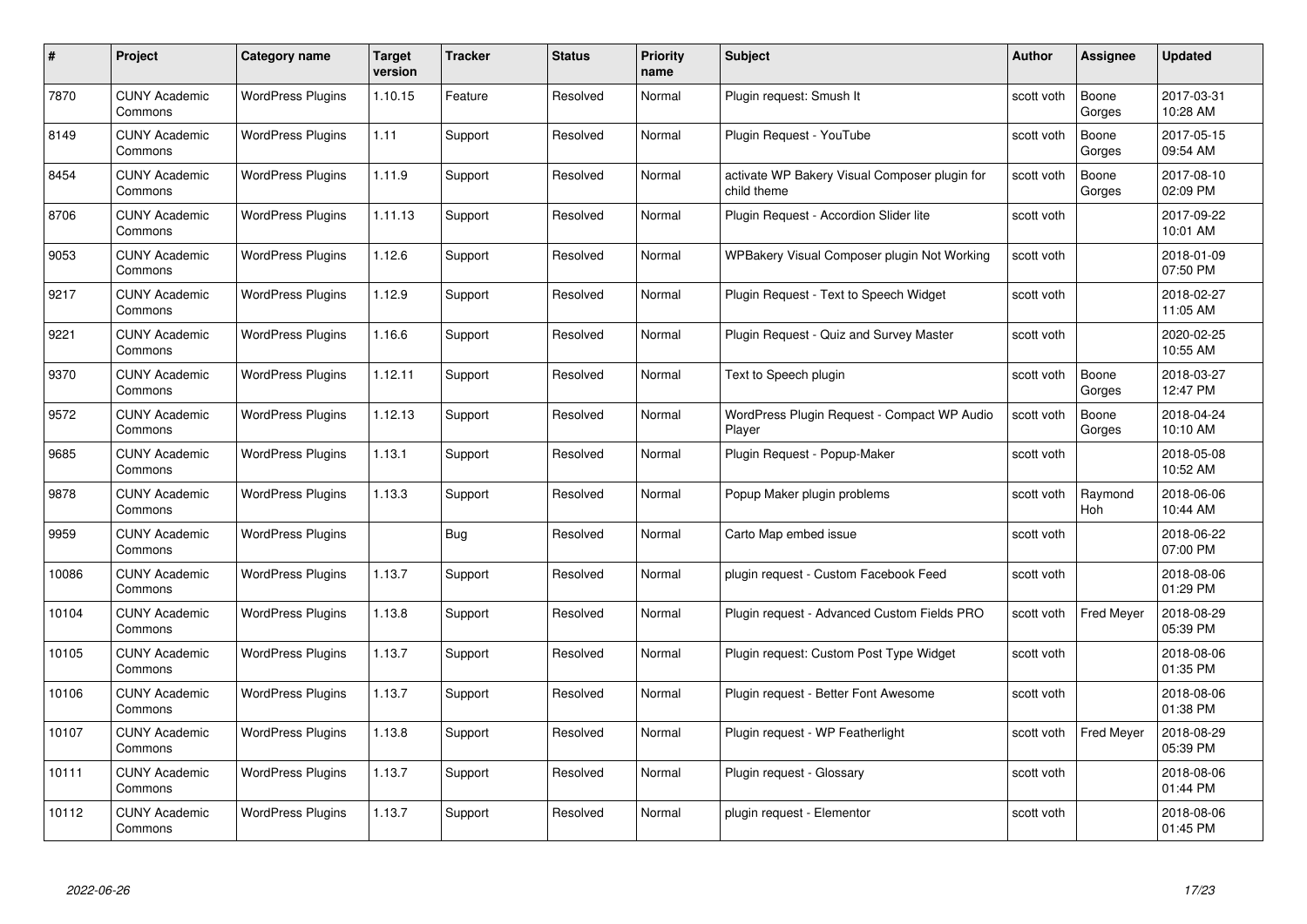| # | Project | Category name | Target version | Tracker | Status | Priority name | Subject | Author | Assignee | Updated |
|---|---|---|---|---|---|---|---|---|---|---|
| 7870 | CUNY Academic Commons | WordPress Plugins | 1.10.15 | Feature | Resolved | Normal | Plugin request: Smush It | scott voth | Boone Gorges | 2017-03-31 10:28 AM |
| 8149 | CUNY Academic Commons | WordPress Plugins | 1.11 | Support | Resolved | Normal | Plugin Request - YouTube | scott voth | Boone Gorges | 2017-05-15 09:54 AM |
| 8454 | CUNY Academic Commons | WordPress Plugins | 1.11.9 | Support | Resolved | Normal | activate WP Bakery Visual Composer plugin for child theme | scott voth | Boone Gorges | 2017-08-10 02:09 PM |
| 8706 | CUNY Academic Commons | WordPress Plugins | 1.11.13 | Support | Resolved | Normal | Plugin Request - Accordion Slider lite | scott voth | | 2017-09-22 10:01 AM |
| 9053 | CUNY Academic Commons | WordPress Plugins | 1.12.6 | Support | Resolved | Normal | WPBakery Visual Composer plugin Not Working | scott voth | | 2018-01-09 07:50 PM |
| 9217 | CUNY Academic Commons | WordPress Plugins | 1.12.9 | Support | Resolved | Normal | Plugin Request - Text to Speech Widget | scott voth | | 2018-02-27 11:05 AM |
| 9221 | CUNY Academic Commons | WordPress Plugins | 1.16.6 | Support | Resolved | Normal | Plugin Request - Quiz and Survey Master | scott voth | | 2020-02-25 10:55 AM |
| 9370 | CUNY Academic Commons | WordPress Plugins | 1.12.11 | Support | Resolved | Normal | Text to Speech plugin | scott voth | Boone Gorges | 2018-03-27 12:47 PM |
| 9572 | CUNY Academic Commons | WordPress Plugins | 1.12.13 | Support | Resolved | Normal | WordPress Plugin Request - Compact WP Audio Player | scott voth | Boone Gorges | 2018-04-24 10:10 AM |
| 9685 | CUNY Academic Commons | WordPress Plugins | 1.13.1 | Support | Resolved | Normal | Plugin Request - Popup-Maker | scott voth | | 2018-05-08 10:52 AM |
| 9878 | CUNY Academic Commons | WordPress Plugins | 1.13.3 | Support | Resolved | Normal | Popup Maker plugin problems | scott voth | Raymond Hoh | 2018-06-06 10:44 AM |
| 9959 | CUNY Academic Commons | WordPress Plugins | | Bug | Resolved | Normal | Carto Map embed issue | scott voth | | 2018-06-22 07:00 PM |
| 10086 | CUNY Academic Commons | WordPress Plugins | 1.13.7 | Support | Resolved | Normal | plugin request - Custom Facebook Feed | scott voth | | 2018-08-06 01:29 PM |
| 10104 | CUNY Academic Commons | WordPress Plugins | 1.13.8 | Support | Resolved | Normal | Plugin request - Advanced Custom Fields PRO | scott voth | Fred Meyer | 2018-08-29 05:39 PM |
| 10105 | CUNY Academic Commons | WordPress Plugins | 1.13.7 | Support | Resolved | Normal | Plugin request: Custom Post Type Widget | scott voth | | 2018-08-06 01:35 PM |
| 10106 | CUNY Academic Commons | WordPress Plugins | 1.13.7 | Support | Resolved | Normal | Plugin request - Better Font Awesome | scott voth | | 2018-08-06 01:38 PM |
| 10107 | CUNY Academic Commons | WordPress Plugins | 1.13.8 | Support | Resolved | Normal | Plugin request - WP Featherlight | scott voth | Fred Meyer | 2018-08-29 05:39 PM |
| 10111 | CUNY Academic Commons | WordPress Plugins | 1.13.7 | Support | Resolved | Normal | Plugin request - Glossary | scott voth | | 2018-08-06 01:44 PM |
| 10112 | CUNY Academic Commons | WordPress Plugins | 1.13.7 | Support | Resolved | Normal | plugin request - Elementor | scott voth | | 2018-08-06 01:45 PM |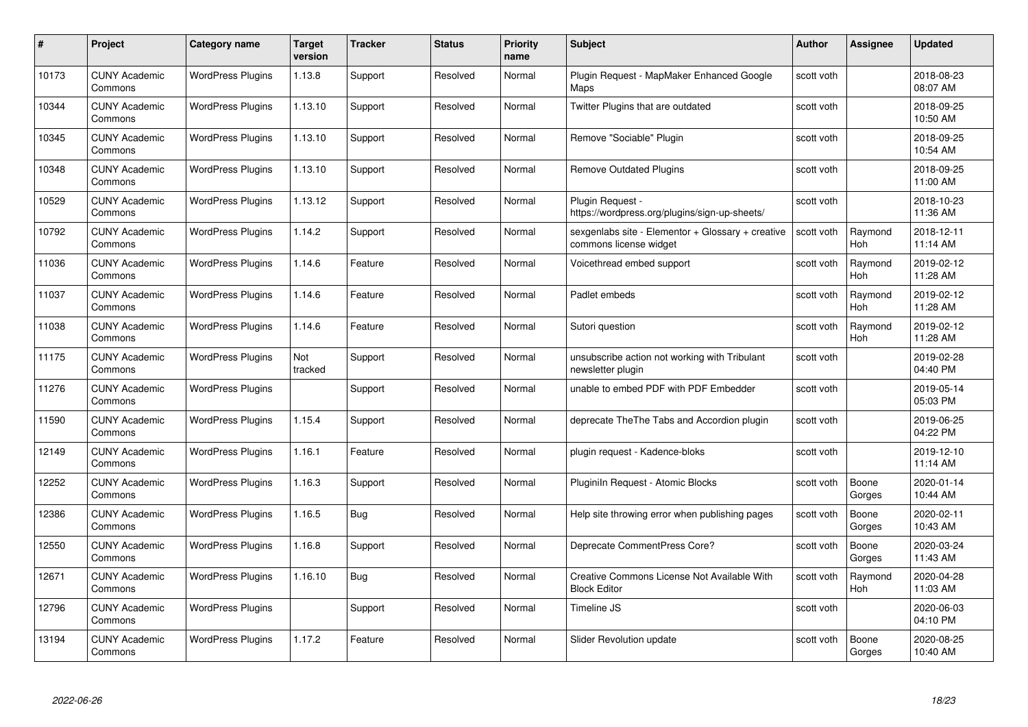| # | Project | Category name | Target version | Tracker | Status | Priority name | Subject | Author | Assignee | Updated |
|---|---|---|---|---|---|---|---|---|---|---|
| 10173 | CUNY Academic Commons | WordPress Plugins | 1.13.8 | Support | Resolved | Normal | Plugin Request - MapMaker Enhanced Google Maps | scott voth | | 2018-08-23 08:07 AM |
| 10344 | CUNY Academic Commons | WordPress Plugins | 1.13.10 | Support | Resolved | Normal | Twitter Plugins that are outdated | scott voth | | 2018-09-25 10:50 AM |
| 10345 | CUNY Academic Commons | WordPress Plugins | 1.13.10 | Support | Resolved | Normal | Remove "Sociable" Plugin | scott voth | | 2018-09-25 10:54 AM |
| 10348 | CUNY Academic Commons | WordPress Plugins | 1.13.10 | Support | Resolved | Normal | Remove Outdated Plugins | scott voth | | 2018-09-25 11:00 AM |
| 10529 | CUNY Academic Commons | WordPress Plugins | 1.13.12 | Support | Resolved | Normal | Plugin Request - https://wordpress.org/plugins/sign-up-sheets/ | scott voth | | 2018-10-23 11:36 AM |
| 10792 | CUNY Academic Commons | WordPress Plugins | 1.14.2 | Support | Resolved | Normal | sexgenlabs site - Elementor + Glossary + creative commons license widget | scott voth | Raymond Hoh | 2018-12-11 11:14 AM |
| 11036 | CUNY Academic Commons | WordPress Plugins | 1.14.6 | Feature | Resolved | Normal | Voicethread embed support | scott voth | Raymond Hoh | 2019-02-12 11:28 AM |
| 11037 | CUNY Academic Commons | WordPress Plugins | 1.14.6 | Feature | Resolved | Normal | Padlet embeds | scott voth | Raymond Hoh | 2019-02-12 11:28 AM |
| 11038 | CUNY Academic Commons | WordPress Plugins | 1.14.6 | Feature | Resolved | Normal | Sutori question | scott voth | Raymond Hoh | 2019-02-12 11:28 AM |
| 11175 | CUNY Academic Commons | WordPress Plugins | Not tracked | Support | Resolved | Normal | unsubscribe action not working with Tribulant newsletter plugin | scott voth | | 2019-02-28 04:40 PM |
| 11276 | CUNY Academic Commons | WordPress Plugins | | Support | Resolved | Normal | unable to embed PDF with PDF Embedder | scott voth | | 2019-05-14 05:03 PM |
| 11590 | CUNY Academic Commons | WordPress Plugins | 1.15.4 | Support | Resolved | Normal | deprecate TheThe Tabs and Accordion plugin | scott voth | | 2019-06-25 04:22 PM |
| 12149 | CUNY Academic Commons | WordPress Plugins | 1.16.1 | Feature | Resolved | Normal | plugin request - Kadence-bloks | scott voth | | 2019-12-10 11:14 AM |
| 12252 | CUNY Academic Commons | WordPress Plugins | 1.16.3 | Support | Resolved | Normal | PluginIn Request - Atomic Blocks | scott voth | Boone Gorges | 2020-01-14 10:44 AM |
| 12386 | CUNY Academic Commons | WordPress Plugins | 1.16.5 | Bug | Resolved | Normal | Help site throwing error when publishing pages | scott voth | Boone Gorges | 2020-02-11 10:43 AM |
| 12550 | CUNY Academic Commons | WordPress Plugins | 1.16.8 | Support | Resolved | Normal | Deprecate CommentPress Core? | scott voth | Boone Gorges | 2020-03-24 11:43 AM |
| 12671 | CUNY Academic Commons | WordPress Plugins | 1.16.10 | Bug | Resolved | Normal | Creative Commons License Not Available With Block Editor | scott voth | Raymond Hoh | 2020-04-28 11:03 AM |
| 12796 | CUNY Academic Commons | WordPress Plugins | | Support | Resolved | Normal | Timeline JS | scott voth | | 2020-06-03 04:10 PM |
| 13194 | CUNY Academic Commons | WordPress Plugins | 1.17.2 | Feature | Resolved | Normal | Slider Revolution update | scott voth | Boone Gorges | 2020-08-25 10:40 AM |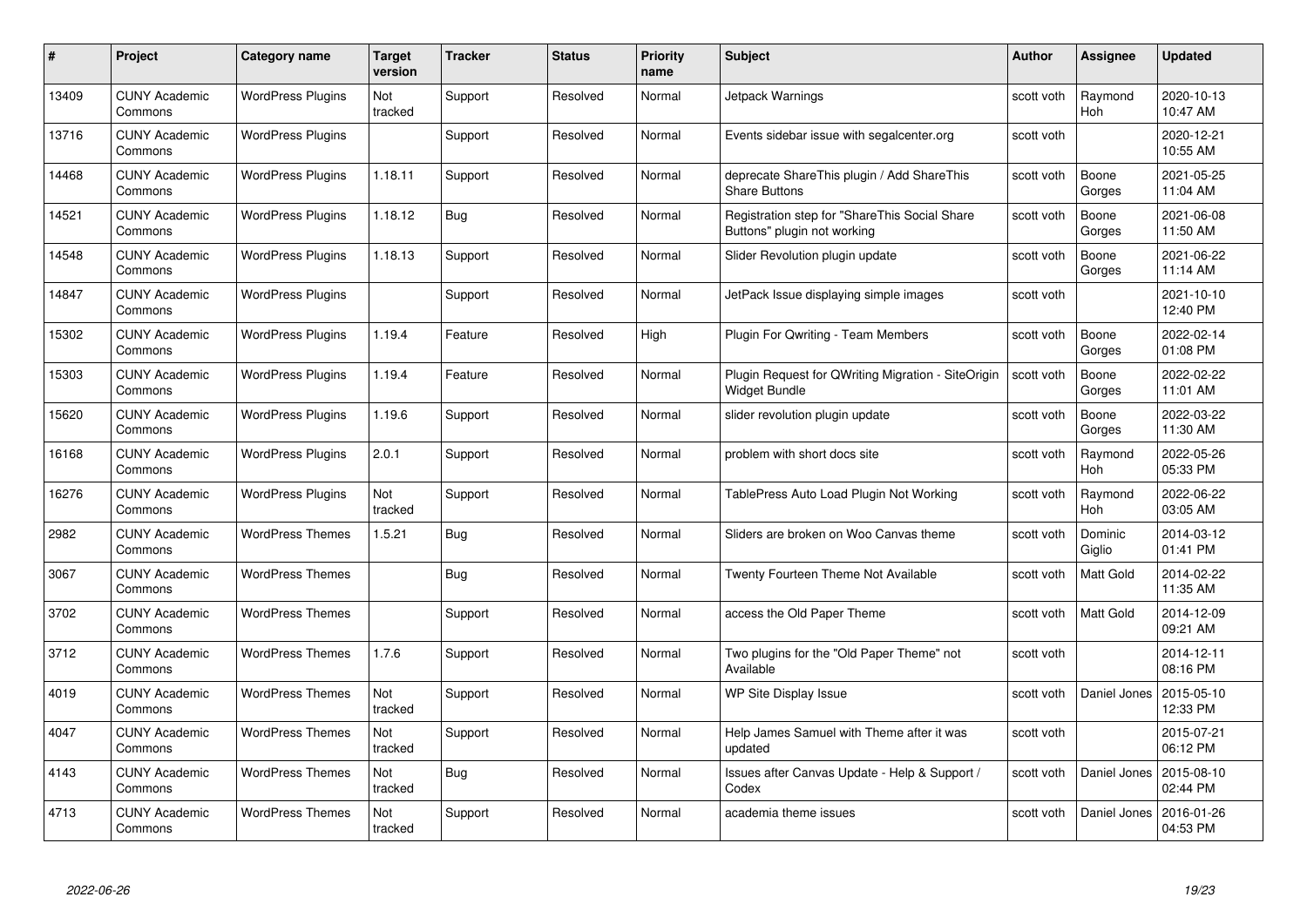| # | Project | Category name | Target version | Tracker | Status | Priority name | Subject | Author | Assignee | Updated |
|---|---|---|---|---|---|---|---|---|---|---|
| 13409 | CUNY Academic Commons | WordPress Plugins | Not tracked | Support | Resolved | Normal | Jetpack Warnings | scott voth | Raymond Hoh | 2020-10-13 10:47 AM |
| 13716 | CUNY Academic Commons | WordPress Plugins | | Support | Resolved | Normal | Events sidebar issue with segalcenter.org | scott voth | | 2020-12-21 10:55 AM |
| 14468 | CUNY Academic Commons | WordPress Plugins | 1.18.11 | Support | Resolved | Normal | deprecate ShareThis plugin / Add ShareThis Share Buttons | scott voth | Boone Gorges | 2021-05-25 11:04 AM |
| 14521 | CUNY Academic Commons | WordPress Plugins | 1.18.12 | Bug | Resolved | Normal | Registration step for "ShareThis Social Share Buttons" plugin not working | scott voth | Boone Gorges | 2021-06-08 11:50 AM |
| 14548 | CUNY Academic Commons | WordPress Plugins | 1.18.13 | Support | Resolved | Normal | Slider Revolution plugin update | scott voth | Boone Gorges | 2021-06-22 11:14 AM |
| 14847 | CUNY Academic Commons | WordPress Plugins | | Support | Resolved | Normal | JetPack Issue displaying simple images | scott voth | | 2021-10-10 12:40 PM |
| 15302 | CUNY Academic Commons | WordPress Plugins | 1.19.4 | Feature | Resolved | High | Plugin For Qwriting - Team Members | scott voth | Boone Gorges | 2022-02-14 01:08 PM |
| 15303 | CUNY Academic Commons | WordPress Plugins | 1.19.4 | Feature | Resolved | Normal | Plugin Request for QWriting Migration - SiteOrigin Widget Bundle | scott voth | Boone Gorges | 2022-02-22 11:01 AM |
| 15620 | CUNY Academic Commons | WordPress Plugins | 1.19.6 | Support | Resolved | Normal | slider revolution plugin update | scott voth | Boone Gorges | 2022-03-22 11:30 AM |
| 16168 | CUNY Academic Commons | WordPress Plugins | 2.0.1 | Support | Resolved | Normal | problem with short docs site | scott voth | Raymond Hoh | 2022-05-26 05:33 PM |
| 16276 | CUNY Academic Commons | WordPress Plugins | Not tracked | Support | Resolved | Normal | TablePress Auto Load Plugin Not Working | scott voth | Raymond Hoh | 2022-06-22 03:05 AM |
| 2982 | CUNY Academic Commons | WordPress Themes | 1.5.21 | Bug | Resolved | Normal | Sliders are broken on Woo Canvas theme | scott voth | Dominic Giglio | 2014-03-12 01:41 PM |
| 3067 | CUNY Academic Commons | WordPress Themes | | Bug | Resolved | Normal | Twenty Fourteen Theme Not Available | scott voth | Matt Gold | 2014-02-22 11:35 AM |
| 3702 | CUNY Academic Commons | WordPress Themes | | Support | Resolved | Normal | access the Old Paper Theme | scott voth | Matt Gold | 2014-12-09 09:21 AM |
| 3712 | CUNY Academic Commons | WordPress Themes | 1.7.6 | Support | Resolved | Normal | Two plugins for the "Old Paper Theme" not Available | scott voth | | 2014-12-11 08:16 PM |
| 4019 | CUNY Academic Commons | WordPress Themes | Not tracked | Support | Resolved | Normal | WP Site Display Issue | scott voth | Daniel Jones | 2015-05-10 12:33 PM |
| 4047 | CUNY Academic Commons | WordPress Themes | Not tracked | Support | Resolved | Normal | Help James Samuel with Theme after it was updated | scott voth | | 2015-07-21 06:12 PM |
| 4143 | CUNY Academic Commons | WordPress Themes | Not tracked | Bug | Resolved | Normal | Issues after Canvas Update - Help & Support / Codex | scott voth | Daniel Jones | 2015-08-10 02:44 PM |
| 4713 | CUNY Academic Commons | WordPress Themes | Not tracked | Support | Resolved | Normal | academia theme issues | scott voth | Daniel Jones | 2016-01-26 04:53 PM |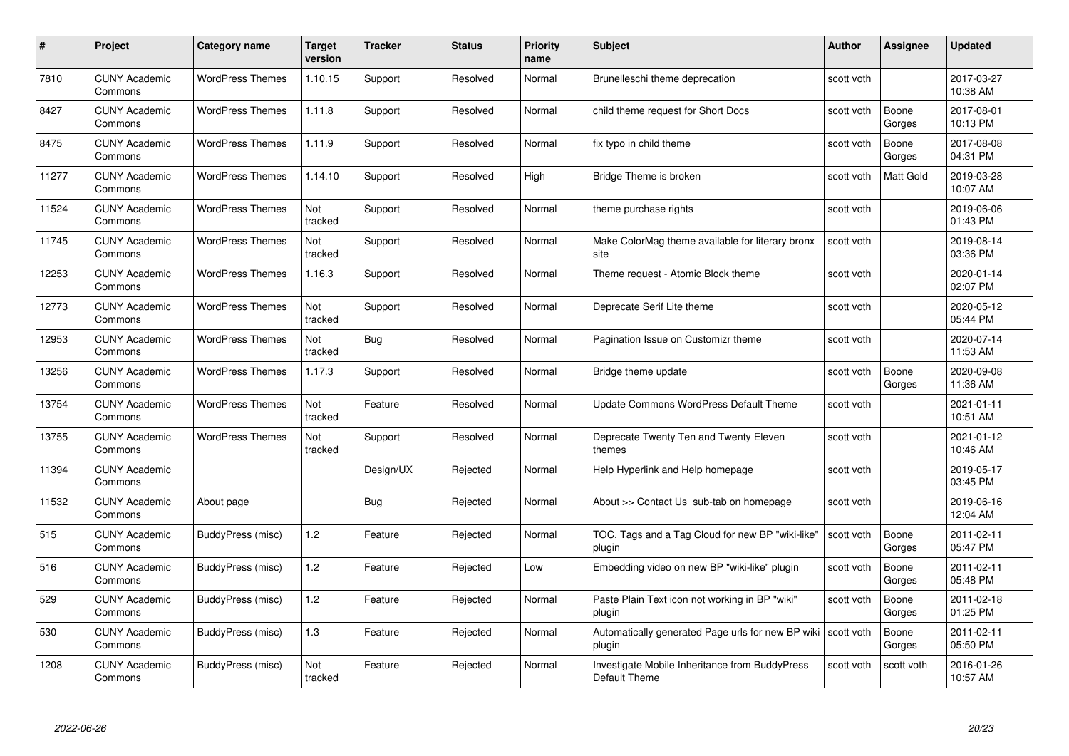| # | Project | Category name | Target version | Tracker | Status | Priority name | Subject | Author | Assignee | Updated |
|---|---|---|---|---|---|---|---|---|---|---|
| 7810 | CUNY Academic Commons | WordPress Themes | 1.10.15 | Support | Resolved | Normal | Brunelleschi theme deprecation | scott voth | | 2017-03-27 10:38 AM |
| 8427 | CUNY Academic Commons | WordPress Themes | 1.11.8 | Support | Resolved | Normal | child theme request for Short Docs | scott voth | Boone Gorges | 2017-08-01 10:13 PM |
| 8475 | CUNY Academic Commons | WordPress Themes | 1.11.9 | Support | Resolved | Normal | fix typo in child theme | scott voth | Boone Gorges | 2017-08-08 04:31 PM |
| 11277 | CUNY Academic Commons | WordPress Themes | 1.14.10 | Support | Resolved | High | Bridge Theme is broken | scott voth | Matt Gold | 2019-03-28 10:07 AM |
| 11524 | CUNY Academic Commons | WordPress Themes | Not tracked | Support | Resolved | Normal | theme purchase rights | scott voth | | 2019-06-06 01:43 PM |
| 11745 | CUNY Academic Commons | WordPress Themes | Not tracked | Support | Resolved | Normal | Make ColorMag theme available for literary bronx site | scott voth | | 2019-08-14 03:36 PM |
| 12253 | CUNY Academic Commons | WordPress Themes | 1.16.3 | Support | Resolved | Normal | Theme request - Atomic Block theme | scott voth | | 2020-01-14 02:07 PM |
| 12773 | CUNY Academic Commons | WordPress Themes | Not tracked | Support | Resolved | Normal | Deprecate Serif Lite theme | scott voth | | 2020-05-12 05:44 PM |
| 12953 | CUNY Academic Commons | WordPress Themes | Not tracked | Bug | Resolved | Normal | Pagination Issue on Customizr theme | scott voth | | 2020-07-14 11:53 AM |
| 13256 | CUNY Academic Commons | WordPress Themes | 1.17.3 | Support | Resolved | Normal | Bridge theme update | scott voth | Boone Gorges | 2020-09-08 11:36 AM |
| 13754 | CUNY Academic Commons | WordPress Themes | Not tracked | Feature | Resolved | Normal | Update Commons WordPress Default Theme | scott voth | | 2021-01-11 10:51 AM |
| 13755 | CUNY Academic Commons | WordPress Themes | Not tracked | Support | Resolved | Normal | Deprecate Twenty Ten and Twenty Eleven themes | scott voth | | 2021-01-12 10:46 AM |
| 11394 | CUNY Academic Commons | | | Design/UX | Rejected | Normal | Help Hyperlink and Help homepage | scott voth | | 2019-05-17 03:45 PM |
| 11532 | CUNY Academic Commons | About page | | Bug | Rejected | Normal | About >> Contact Us sub-tab on homepage | scott voth | | 2019-06-16 12:04 AM |
| 515 | CUNY Academic Commons | BuddyPress (misc) | 1.2 | Feature | Rejected | Normal | TOC, Tags and a Tag Cloud for new BP "wiki-like" plugin | scott voth | Boone Gorges | 2011-02-11 05:47 PM |
| 516 | CUNY Academic Commons | BuddyPress (misc) | 1.2 | Feature | Rejected | Low | Embedding video on new BP "wiki-like" plugin | scott voth | Boone Gorges | 2011-02-11 05:48 PM |
| 529 | CUNY Academic Commons | BuddyPress (misc) | 1.2 | Feature | Rejected | Normal | Paste Plain Text icon not working in BP "wiki" plugin | scott voth | Boone Gorges | 2011-02-18 01:25 PM |
| 530 | CUNY Academic Commons | BuddyPress (misc) | 1.3 | Feature | Rejected | Normal | Automatically generated Page urls for new BP wiki plugin | scott voth | Boone Gorges | 2011-02-11 05:50 PM |
| 1208 | CUNY Academic Commons | BuddyPress (misc) | Not tracked | Feature | Rejected | Normal | Investigate Mobile Inheritance from BuddyPress Default Theme | scott voth | scott voth | 2016-01-26 10:57 AM |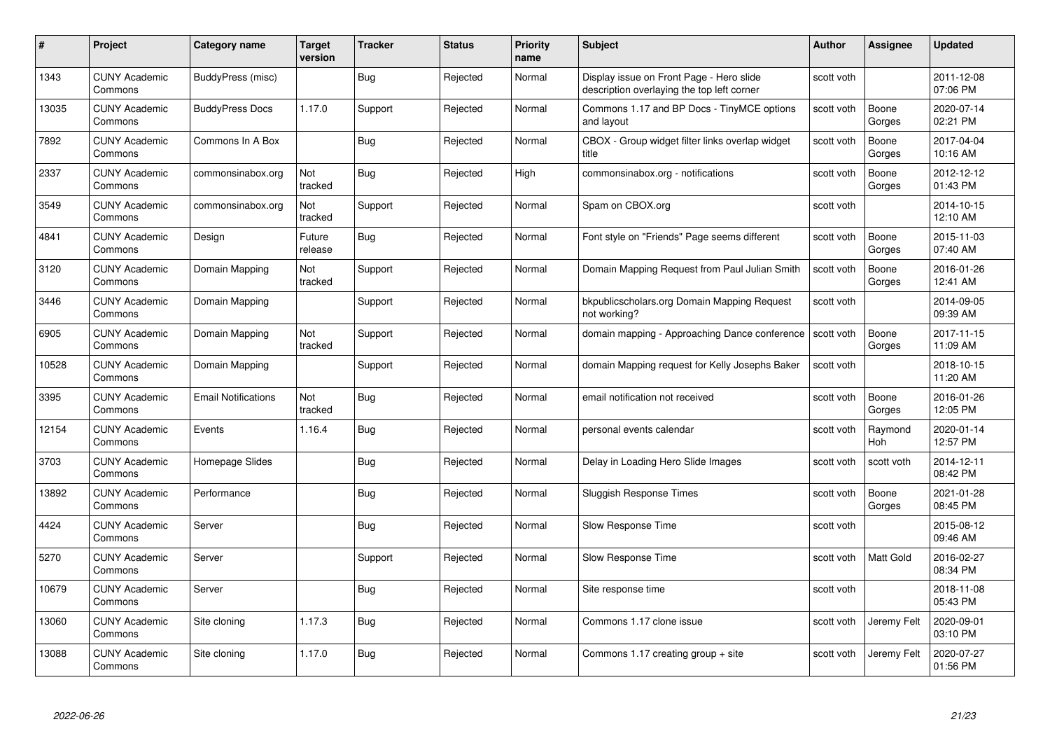| # | Project | Category name | Target version | Tracker | Status | Priority name | Subject | Author | Assignee | Updated |
|---|---|---|---|---|---|---|---|---|---|---|
| 1343 | CUNY Academic Commons | BuddyPress (misc) | | Bug | Rejected | Normal | Display issue on Front Page - Hero slide description overlaying the top left corner | scott voth | | 2011-12-08 07:06 PM |
| 13035 | CUNY Academic Commons | BuddyPress Docs | 1.17.0 | Support | Rejected | Normal | Commons 1.17 and BP Docs - TinyMCE options and layout | scott voth | Boone Gorges | 2020-07-14 02:21 PM |
| 7892 | CUNY Academic Commons | Commons In A Box | | Bug | Rejected | Normal | CBOX - Group widget filter links overlap widget title | scott voth | Boone Gorges | 2017-04-04 10:16 AM |
| 2337 | CUNY Academic Commons | commonsinabox.org | Not tracked | Bug | Rejected | High | commonsinabox.org - notifications | scott voth | Boone Gorges | 2012-12-12 01:43 PM |
| 3549 | CUNY Academic Commons | commonsinabox.org | Not tracked | Support | Rejected | Normal | Spam on CBOX.org | scott voth | | 2014-10-15 12:10 AM |
| 4841 | CUNY Academic Commons | Design | Future release | Bug | Rejected | Normal | Font style on "Friends" Page seems different | scott voth | Boone Gorges | 2015-11-03 07:40 AM |
| 3120 | CUNY Academic Commons | Domain Mapping | Not tracked | Support | Rejected | Normal | Domain Mapping Request from Paul Julian Smith | scott voth | Boone Gorges | 2016-01-26 12:41 AM |
| 3446 | CUNY Academic Commons | Domain Mapping | | Support | Rejected | Normal | bkpublicscholars.org Domain Mapping Request not working? | scott voth | | 2014-09-05 09:39 AM |
| 6905 | CUNY Academic Commons | Domain Mapping | Not tracked | Support | Rejected | Normal | domain mapping - Approaching Dance conference | scott voth | Boone Gorges | 2017-11-15 11:09 AM |
| 10528 | CUNY Academic Commons | Domain Mapping | | Support | Rejected | Normal | domain Mapping request for Kelly Josephs Baker | scott voth | | 2018-10-15 11:20 AM |
| 3395 | CUNY Academic Commons | Email Notifications | Not tracked | Bug | Rejected | Normal | email notification not received | scott voth | Boone Gorges | 2016-01-26 12:05 PM |
| 12154 | CUNY Academic Commons | Events | 1.16.4 | Bug | Rejected | Normal | personal events calendar | scott voth | Raymond Hoh | 2020-01-14 12:57 PM |
| 3703 | CUNY Academic Commons | Homepage Slides | | Bug | Rejected | Normal | Delay in Loading Hero Slide Images | scott voth | scott voth | 2014-12-11 08:42 PM |
| 13892 | CUNY Academic Commons | Performance | | Bug | Rejected | Normal | Sluggish Response Times | scott voth | Boone Gorges | 2021-01-28 08:45 PM |
| 4424 | CUNY Academic Commons | Server | | Bug | Rejected | Normal | Slow Response Time | scott voth | | 2015-08-12 09:46 AM |
| 5270 | CUNY Academic Commons | Server | | Support | Rejected | Normal | Slow Response Time | scott voth | Matt Gold | 2016-02-27 08:34 PM |
| 10679 | CUNY Academic Commons | Server | | Bug | Rejected | Normal | Site response time | scott voth | | 2018-11-08 05:43 PM |
| 13060 | CUNY Academic Commons | Site cloning | 1.17.3 | Bug | Rejected | Normal | Commons 1.17 clone issue | scott voth | Jeremy Felt | 2020-09-01 03:10 PM |
| 13088 | CUNY Academic Commons | Site cloning | 1.17.0 | Bug | Rejected | Normal | Commons 1.17 creating group + site | scott voth | Jeremy Felt | 2020-07-27 01:56 PM |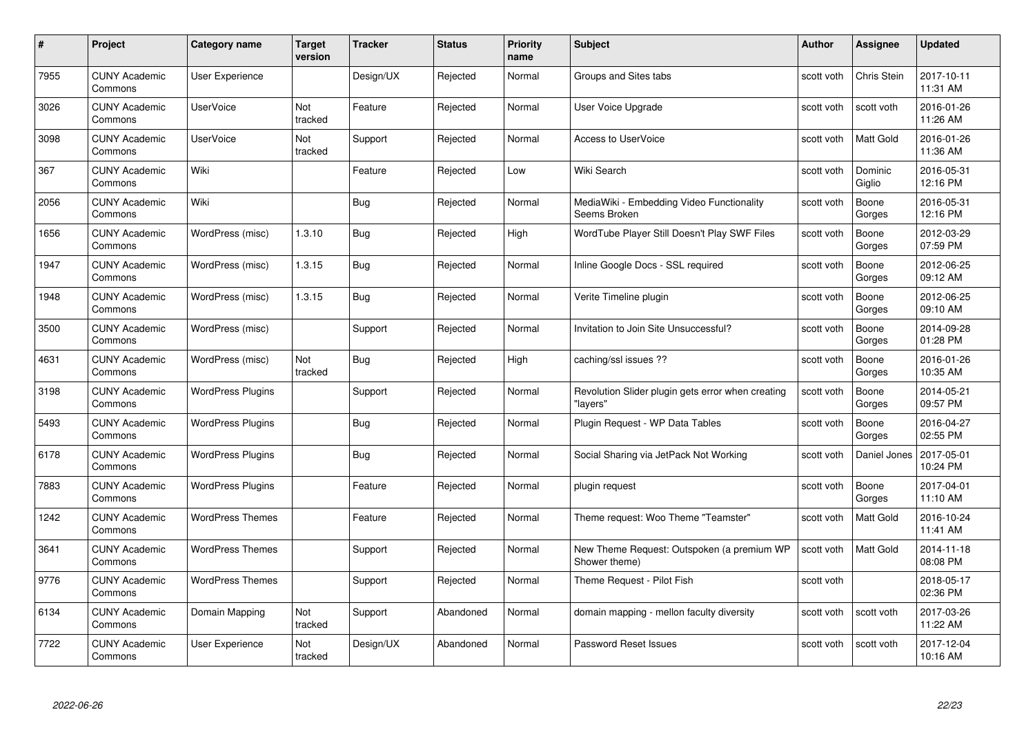| # | Project | Category name | Target version | Tracker | Status | Priority name | Subject | Author | Assignee | Updated |
|---|---|---|---|---|---|---|---|---|---|---|
| 7955 | CUNY Academic Commons | User Experience | | Design/UX | Rejected | Normal | Groups and Sites tabs | scott voth | Chris Stein | 2017-10-11 11:31 AM |
| 3026 | CUNY Academic Commons | UserVoice | Not tracked | Feature | Rejected | Normal | User Voice Upgrade | scott voth | scott voth | 2016-01-26 11:26 AM |
| 3098 | CUNY Academic Commons | UserVoice | Not tracked | Support | Rejected | Normal | Access to UserVoice | scott voth | Matt Gold | 2016-01-26 11:36 AM |
| 367 | CUNY Academic Commons | Wiki | | Feature | Rejected | Low | Wiki Search | scott voth | Dominic Giglio | 2016-05-31 12:16 PM |
| 2056 | CUNY Academic Commons | Wiki | | Bug | Rejected | Normal | MediaWiki - Embedding Video Functionality Seems Broken | scott voth | Boone Gorges | 2016-05-31 12:16 PM |
| 1656 | CUNY Academic Commons | WordPress (misc) | 1.3.10 | Bug | Rejected | High | WordTube Player Still Doesn't Play SWF Files | scott voth | Boone Gorges | 2012-03-29 07:59 PM |
| 1947 | CUNY Academic Commons | WordPress (misc) | 1.3.15 | Bug | Rejected | Normal | Inline Google Docs - SSL required | scott voth | Boone Gorges | 2012-06-25 09:12 AM |
| 1948 | CUNY Academic Commons | WordPress (misc) | 1.3.15 | Bug | Rejected | Normal | Verite Timeline plugin | scott voth | Boone Gorges | 2012-06-25 09:10 AM |
| 3500 | CUNY Academic Commons | WordPress (misc) | | Support | Rejected | Normal | Invitation to Join Site Unsuccessful? | scott voth | Boone Gorges | 2014-09-28 01:28 PM |
| 4631 | CUNY Academic Commons | WordPress (misc) | Not tracked | Bug | Rejected | High | caching/ssl issues ?? | scott voth | Boone Gorges | 2016-01-26 10:35 AM |
| 3198 | CUNY Academic Commons | WordPress Plugins | | Support | Rejected | Normal | Revolution Slider plugin gets error when creating "layers" | scott voth | Boone Gorges | 2014-05-21 09:57 PM |
| 5493 | CUNY Academic Commons | WordPress Plugins | | Bug | Rejected | Normal | Plugin Request - WP Data Tables | scott voth | Boone Gorges | 2016-04-27 02:55 PM |
| 6178 | CUNY Academic Commons | WordPress Plugins | | Bug | Rejected | Normal | Social Sharing via JetPack Not Working | scott voth | Daniel Jones | 2017-05-01 10:24 PM |
| 7883 | CUNY Academic Commons | WordPress Plugins | | Feature | Rejected | Normal | plugin request | scott voth | Boone Gorges | 2017-04-01 11:10 AM |
| 1242 | CUNY Academic Commons | WordPress Themes | | Feature | Rejected | Normal | Theme request: Woo Theme "Teamster" | scott voth | Matt Gold | 2016-10-24 11:41 AM |
| 3641 | CUNY Academic Commons | WordPress Themes | | Support | Rejected | Normal | New Theme Request: Outspoken (a premium WP Shower theme) | scott voth | Matt Gold | 2014-11-18 08:08 PM |
| 9776 | CUNY Academic Commons | WordPress Themes | | Support | Rejected | Normal | Theme Request - Pilot Fish | scott voth | | 2018-05-17 02:36 PM |
| 6134 | CUNY Academic Commons | Domain Mapping | Not tracked | Support | Abandoned | Normal | domain mapping - mellon faculty diversity | scott voth | scott voth | 2017-03-26 11:22 AM |
| 7722 | CUNY Academic Commons | User Experience | Not tracked | Design/UX | Abandoned | Normal | Password Reset Issues | scott voth | scott voth | 2017-12-04 10:16 AM |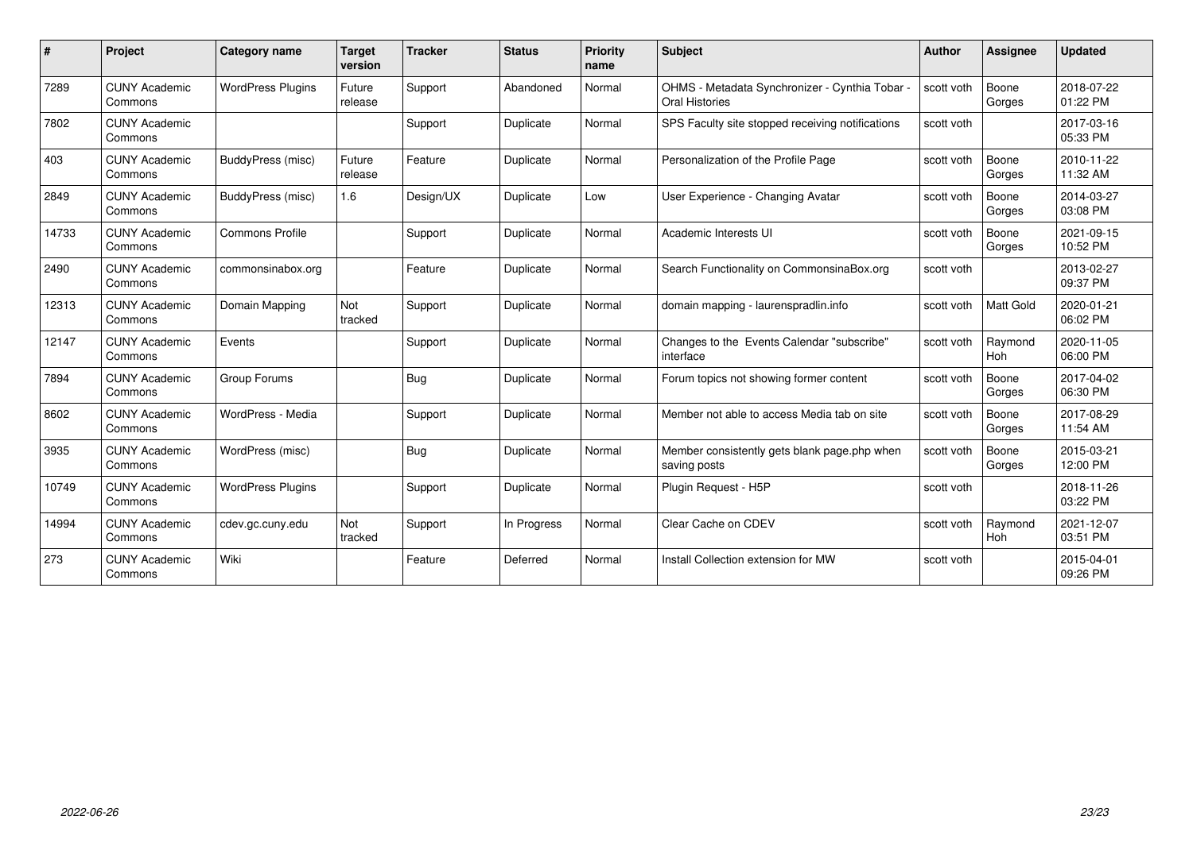| # | Project | Category name | Target version | Tracker | Status | Priority name | Subject | Author | Assignee | Updated |
|---|---|---|---|---|---|---|---|---|---|---|
| 7289 | CUNY Academic Commons | WordPress Plugins | Future release | Support | Abandoned | Normal | OHMS - Metadata Synchronizer - Cynthia Tobar - Oral Histories | scott voth | Boone Gorges | 2018-07-22 01:22 PM |
| 7802 | CUNY Academic Commons | | | Support | Duplicate | Normal | SPS Faculty site stopped receiving notifications | scott voth | | 2017-03-16 05:33 PM |
| 403 | CUNY Academic Commons | BuddyPress (misc) | Future release | Feature | Duplicate | Normal | Personalization of the Profile Page | scott voth | Boone Gorges | 2010-11-22 11:32 AM |
| 2849 | CUNY Academic Commons | BuddyPress (misc) | 1.6 | Design/UX | Duplicate | Low | User Experience - Changing Avatar | scott voth | Boone Gorges | 2014-03-27 03:08 PM |
| 14733 | CUNY Academic Commons | Commons Profile | | Support | Duplicate | Normal | Academic Interests UI | scott voth | Boone Gorges | 2021-09-15 10:52 PM |
| 2490 | CUNY Academic Commons | commonsinabox.org | | Feature | Duplicate | Normal | Search Functionality on CommonsinaBox.org | scott voth | | 2013-02-27 09:37 PM |
| 12313 | CUNY Academic Commons | Domain Mapping | Not tracked | Support | Duplicate | Normal | domain mapping - laurenspradlin.info | scott voth | Matt Gold | 2020-01-21 06:02 PM |
| 12147 | CUNY Academic Commons | Events | | Support | Duplicate | Normal | Changes to the Events Calendar "subscribe" interface | scott voth | Raymond Hoh | 2020-11-05 06:00 PM |
| 7894 | CUNY Academic Commons | Group Forums | | Bug | Duplicate | Normal | Forum topics not showing former content | scott voth | Boone Gorges | 2017-04-02 06:30 PM |
| 8602 | CUNY Academic Commons | WordPress - Media | | Support | Duplicate | Normal | Member not able to access Media tab on site | scott voth | Boone Gorges | 2017-08-29 11:54 AM |
| 3935 | CUNY Academic Commons | WordPress (misc) | | Bug | Duplicate | Normal | Member consistently gets blank page.php when saving posts | scott voth | Boone Gorges | 2015-03-21 12:00 PM |
| 10749 | CUNY Academic Commons | WordPress Plugins | | Support | Duplicate | Normal | Plugin Request - H5P | scott voth | | 2018-11-26 03:22 PM |
| 14994 | CUNY Academic Commons | cdev.gc.cuny.edu | Not tracked | Support | In Progress | Normal | Clear Cache on CDEV | scott voth | Raymond Hoh | 2021-12-07 03:51 PM |
| 273 | CUNY Academic Commons | Wiki | | Feature | Deferred | Normal | Install Collection extension for MW | scott voth | | 2015-04-01 09:26 PM |